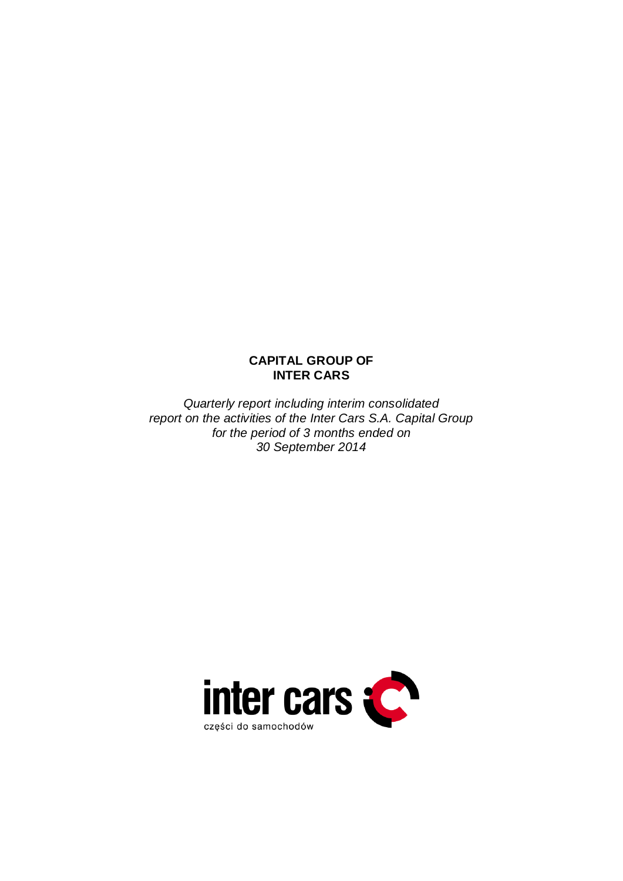# CAPITAL GROUP OF INTER CARS

*Quarterly report including interim consolidated report on the activities of the Inter Cars S.A. Capital Group for the period of 3 months ended on 30 September 2014*

inter cars

części do samochodów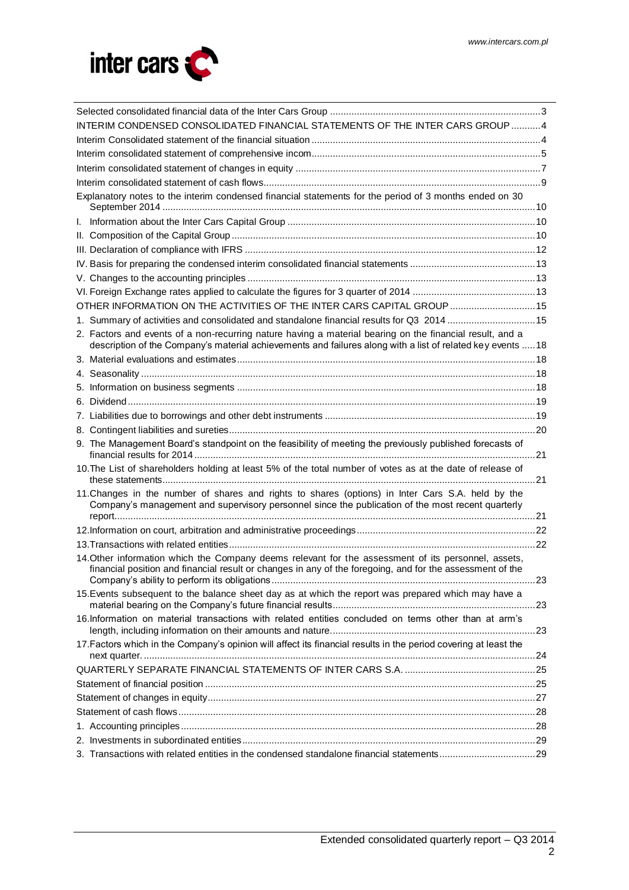Selected consolidated financial data of the Inter Cars Group ..... 3

INTERIM CONDENSED CONSOLIDATED FINANCIAL STATEMENTS OF THE INTER CARS GROUP ..... 4

Interim Consolidated statement of the financial situation ..... 4

Interim consolidated statement of comprehensive incom ..... 5

Interim consolidated statement of changes in equity ..... 7

Interim consolidated statement of cash flows ..... 9

Explanatory notes to the interim condensed financial statements for the period of 3 months ended on 30 September 2014 ..... 10

I. Information about the Inter Cars Capital Group ..... 10

II. Composition of the Capital Group ..... 10

III. Declaration of compliance with IFRS ..... 12

IV. Basis for preparing the condensed interim consolidated financial statements ..... 13

V. Changes to the accounting principles ..... 13

VI. Foreign Exchange rates applied to calculate the figures for 3 quarter of 2014 ..... 13

OTHER INFORMATION ON THE ACTIVITIES OF THE INTER CARS CAPITAL GROUP ..... 15

1. Summary of activities and consolidated and standalone financial results for Q3 2014 ..... 15
2. Factors and events of a non-recurring nature having a material bearing on the financial result, and a description of the Company's material achievements and failures along with a list of related key events ..... 18
3. Material evaluations and estimates ..... 18
4. Seasonality ..... 18
5. Information on business segments ..... 18
6. Dividend ..... 19
7. Liabilities due to borrowings and other debt instruments ..... 19
8. Contingent liabilities and sureties ..... 20
9. The Management Board's standpoint on the feasibility of meeting the previously published forecasts of financial results for 2014 ..... 21
10. The List of shareholders holding at least 5% of the total number of votes as at the date of release of these statements ..... 21
11. Changes in the number of shares and rights to shares (options) in Inter Cars S.A. held by the Company's management and supervisory personnel since the publication of the most recent quarterly report ..... 21
12. Information on court, arbitration and administrative proceedings ..... 22
13. Transactions with related entities ..... 22
14. Other information which the Company deems relevant for the assessment of its personnel, assets, financial position and financial result or changes in any of the foregoing, and for the assessment of the Company's ability to perform its obligations ..... 23
15. Events subsequent to the balance sheet day as at which the report was prepared which may have a material bearing on the Company's future financial results ..... 23
16. Information on material transactions with related entities concluded on terms other than at arm's length, including information on their amounts and nature ..... 23
17. Factors which in the Company's opinion will affect its financial results in the period covering at least the next quarter. ..... 24

QUARTERLY SEPARATE FINANCIAL STATEMENTS OF INTER CARS S.A. ..... 25

Statement of financial position ..... 25

Statement of changes in equity ..... 27

Statement of cash flows ..... 28

1. Accounting principles ..... 28
2. Investments in subordinated entities ..... 29
3. Transactions with related entities in the condensed standalone financial statements ..... 29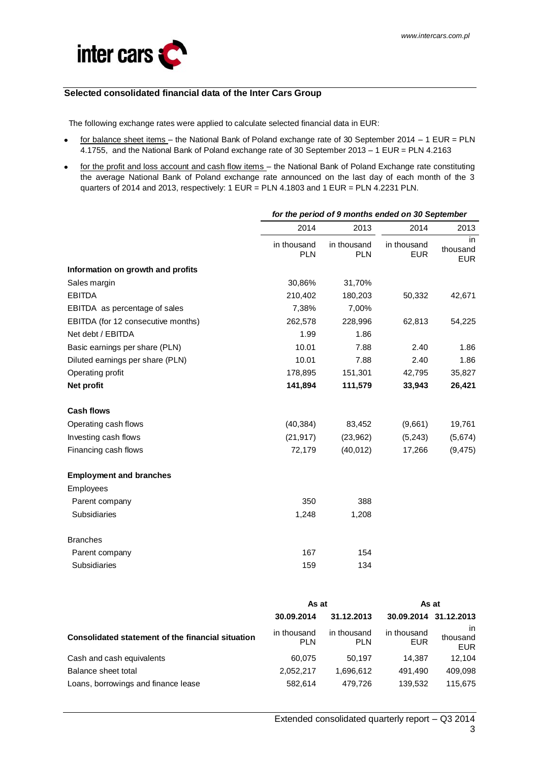## Selected consolidated financial data of the Inter Cars Group

The following exchange rates were applied to calculate selected financial data in EUR:

- for balance sheet items – the National Bank of Poland exchange rate of 30 September 2014 – 1 EUR = PLN 4.1755, and the National Bank of Poland exchange rate of 30 September 2013 – 1 EUR = PLN 4.2163
- for the profit and loss account and cash flow items – the National Bank of Poland Exchange rate constituting the average National Bank of Poland exchange rate announced on the last day of each month of the 3 quarters of 2014 and 2013, respectively: 1 EUR = PLN 4.1803 and 1 EUR = PLN 4.2231 PLN.

| | *for the period of 9 months ended on 30 September* | | | |
|---|---|---|---|---|
| | 2014 | 2013 | 2014 | 2013 |
| | in thousand PLN | in thousand PLN | in thousand EUR | in thousand EUR |
| **Information on growth and profits** | | | | |
| Sales margin | 30,86% | 31,70% | | |
| EBITDA | 210,402 | 180,203 | 50,332 | 42,671 |
| EBITDA as percentage of sales | 7,38% | 7,00% | | |
| EBITDA (for 12 consecutive months) | 262,578 | 228,996 | 62,813 | 54,225 |
| Net debt / EBITDA | 1.99 | 1.86 | | |
| Basic earnings per share (PLN) | 10.01 | 7.88 | 2.40 | 1.86 |
| Diluted earnings per share (PLN) | 10.01 | 7.88 | 2.40 | 1.86 |
| Operating profit | 178,895 | 151,301 | 42,795 | 35,827 |
| **Net profit** | **141,894** | **111,579** | **33,943** | **26,421** |
| | | | | |
| **Cash flows** | | | | |
| Operating cash flows | (40,384) | 83,452 | (9,661) | 19,761 |
| Investing cash flows | (21,917) | (23,962) | (5,243) | (5,674) |
| Financing cash flows | 72,179 | (40,012) | 17,266 | (9,475) |
| | | | | |
| **Employment and branches** | | | | |
| Employees | | | | |
| Parent company | 350 | 388 | | |
| Subsidiaries | 1,248 | 1,208 | | |
| | | | | |
| Branches | | | | |
| Parent company | 167 | 154 | | |
| Subsidiaries | 159 | 134 | | |

| | As at | | As at | |
|---|---|---|---|---|
| | **30.09.2014** | **31.12.2013** | **30.09.2014** | **31.12.2013** |
| **Consolidated statement of the financial situation** | in thousand PLN | in thousand PLN | in thousand EUR | in thousand EUR |
| Cash and cash equivalents | 60,075 | 50,197 | 14,387 | 12,104 |
| Balance sheet total | 2,052,217 | 1,696,612 | 491,490 | 409,098 |
| Loans, borrowings and finance lease | 582,614 | 479,726 | 139,532 | 115,675 |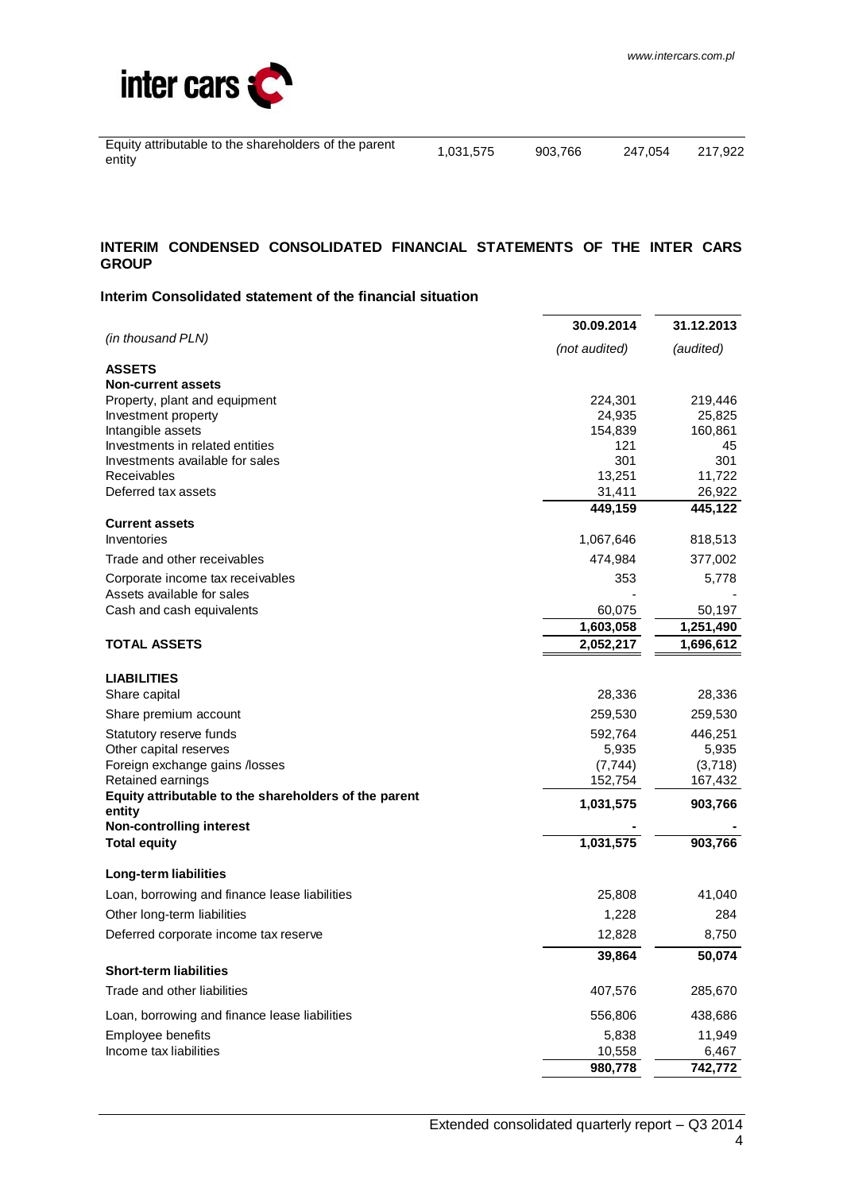| Equity attributable to the shareholders of the parent entity | 1,031,575 | 903,766 | 247,054 | 217,922 |
|---|---|---|---|---|

## INTERIM CONDENSED CONSOLIDATED FINANCIAL STATEMENTS OF THE INTER CARS GROUP

### Interim Consolidated statement of the financial situation

| *(in thousand PLN)* | 30.09.2014 *(not audited)* | 31.12.2013 *(audited)* |
|---|---|---|
| **ASSETS** | | |
| **Non-current assets** | | |
| Property, plant and equipment | 224,301 | 219,446 |
| Investment property | 24,935 | 25,825 |
| Intangible assets | 154,839 | 160,861 |
| Investments in related entities | 121 | 45 |
| Investments available for sales | 301 | 301 |
| Receivables | 13,251 | 11,722 |
| Deferred tax assets | 31,411 | 26,922 |
| | **449,159** | **445,122** |
| **Current assets** | | |
| Inventories | 1,067,646 | 818,513 |
| Trade and other receivables | 474,984 | 377,002 |
| Corporate income tax receivables | 353 | 5,778 |
| Assets available for sales | - | - |
| Cash and cash equivalents | 60,075 | 50,197 |
| | **1,603,058** | **1,251,490** |
| **TOTAL ASSETS** | **2,052,217** | **1,696,612** |
| | | |
| **LIABILITIES** | | |
| Share capital | 28,336 | 28,336 |
| Share premium account | 259,530 | 259,530 |
| Statutory reserve funds | 592,764 | 446,251 |
| Other capital reserves | 5,935 | 5,935 |
| Foreign exchange gains /losses | (7,744) | (3,718) |
| Retained earnings | 152,754 | 167,432 |
| **Equity attributable to the shareholders of the parent entity** | **1,031,575** | **903,766** |
| **Non-controlling interest** | **-** | **-** |
| **Total equity** | **1,031,575** | **903,766** |
| | | |
| **Long-term liabilities** | | |
| Loan, borrowing and finance lease liabilities | 25,808 | 41,040 |
| Other long-term liabilities | 1,228 | 284 |
| Deferred corporate income tax reserve | 12,828 | 8,750 |
| | **39,864** | **50,074** |
| **Short-term liabilities** | | |
| Trade and other liabilities | 407,576 | 285,670 |
| Loan, borrowing and finance lease liabilities | 556,806 | 438,686 |
| Employee benefits | 5,838 | 11,949 |
| Income tax liabilities | 10,558 | 6,467 |
| | **980,778** | **742,772** |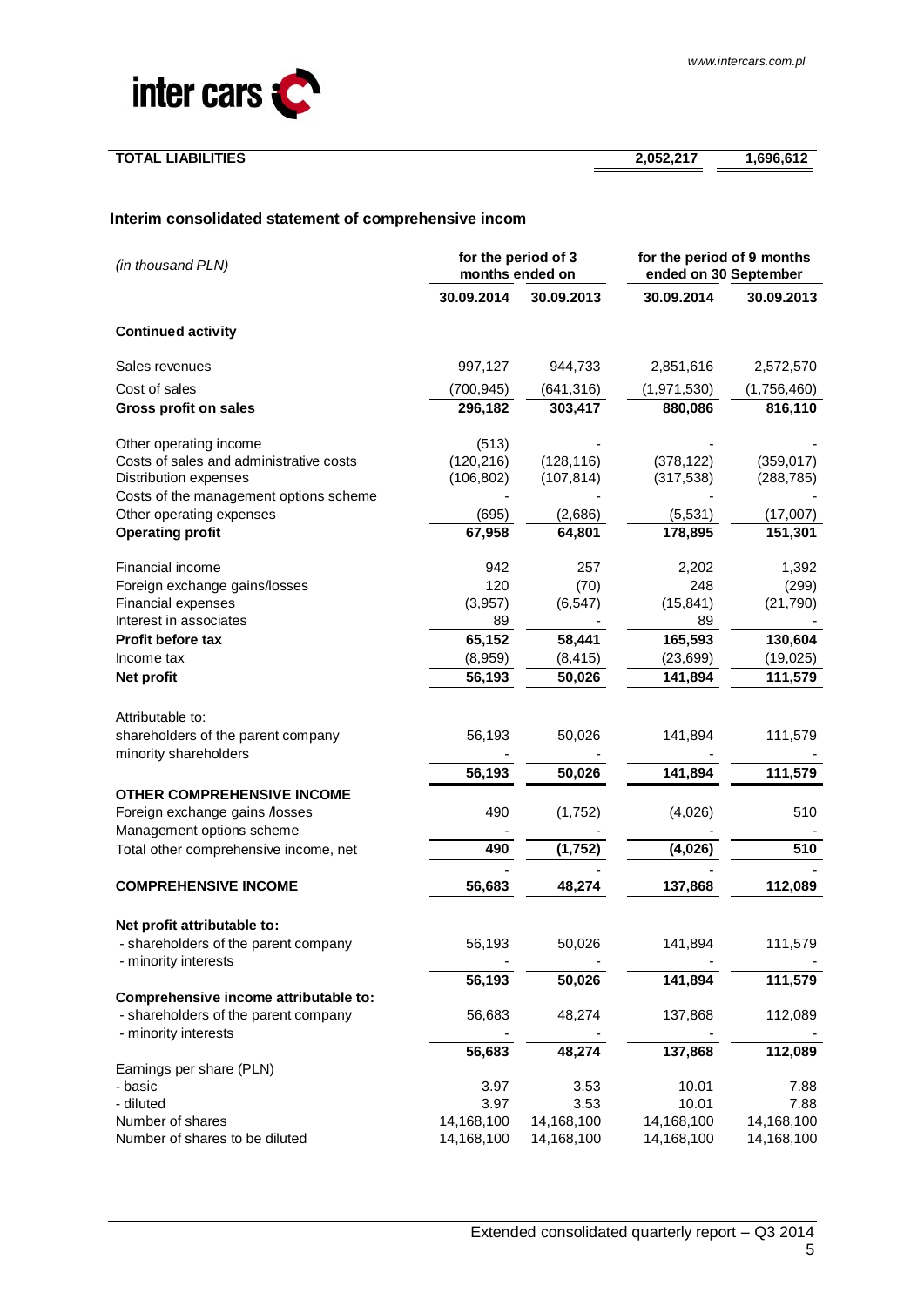| TOTAL LIABILITIES | 2,052,217 | 1,696,612 |
|---|---|---|

## Interim consolidated statement of comprehensive incom

| *(in thousand PLN)* | for the period of 3 months ended on | | for the period of 9 months ended on 30 September | |
|---|---|---|---|---|
| | **30.09.2014** | **30.09.2013** | **30.09.2014** | **30.09.2013** |
| **Continued activity** | | | | |
| Sales revenues | 997,127 | 944,733 | 2,851,616 | 2,572,570 |
| Cost of sales | (700,945) | (641,316) | (1,971,530) | (1,756,460) |
| **Gross profit on sales** | **296,182** | **303,417** | **880,086** | **816,110** |
| Other operating income | (513) | - | - | - |
| Costs of sales and administrative costs | (120,216) | (128,116) | (378,122) | (359,017) |
| Distribution expenses | (106,802) | (107,814) | (317,538) | (288,785) |
| Costs of the management options scheme | - | - | - | - |
| Other operating expenses | (695) | (2,686) | (5,531) | (17,007) |
| **Operating profit** | **67,958** | **64,801** | **178,895** | **151,301** |
| Financial income | 942 | 257 | 2,202 | 1,392 |
| Foreign exchange gains/losses | 120 | (70) | 248 | (299) |
| Financial expenses | (3,957) | (6,547) | (15,841) | (21,790) |
| Interest in associates | 89 | - | 89 | - |
| **Profit before tax** | **65,152** | **58,441** | **165,593** | **130,604** |
| Income tax | (8,959) | (8,415) | (23,699) | (19,025) |
| **Net profit** | **56,193** | **50,026** | **141,894** | **111,579** |
| Attributable to: | | | | |
| shareholders of the parent company | 56,193 | 50,026 | 141,894 | 111,579 |
| minority shareholders | - | - | - | - |
| | **56,193** | **50,026** | **141,894** | **111,579** |
| **OTHER COMPREHENSIVE INCOME** | | | | |
| Foreign exchange gains /losses | 490 | (1,752) | (4,026) | 510 |
| Management options scheme | - | - | - | - |
| Total other comprehensive income, net | **490** | **(1,752)** | **(4,026)** | **510** |
| | - | - | - | - |
| **COMPREHENSIVE INCOME** | **56,683** | **48,274** | **137,868** | **112,089** |
| **Net profit attributable to:** | | | | |
| - shareholders of the parent company | 56,193 | 50,026 | 141,894 | 111,579 |
| - minority interests | - | - | - | - |
| | **56,193** | **50,026** | **141,894** | **111,579** |
| **Comprehensive income attributable to:** | | | | |
| - shareholders of the parent company | 56,683 | 48,274 | 137,868 | 112,089 |
| - minority interests | - | - | - | - |
| | **56,683** | **48,274** | **137,868** | **112,089** |
| Earnings per share (PLN) | | | | |
| - basic | 3.97 | 3.53 | 10.01 | 7.88 |
| - diluted | 3.97 | 3.53 | 10.01 | 7.88 |
| Number of shares | 14,168,100 | 14,168,100 | 14,168,100 | 14,168,100 |
| Number of shares to be diluted | 14,168,100 | 14,168,100 | 14,168,100 | 14,168,100 |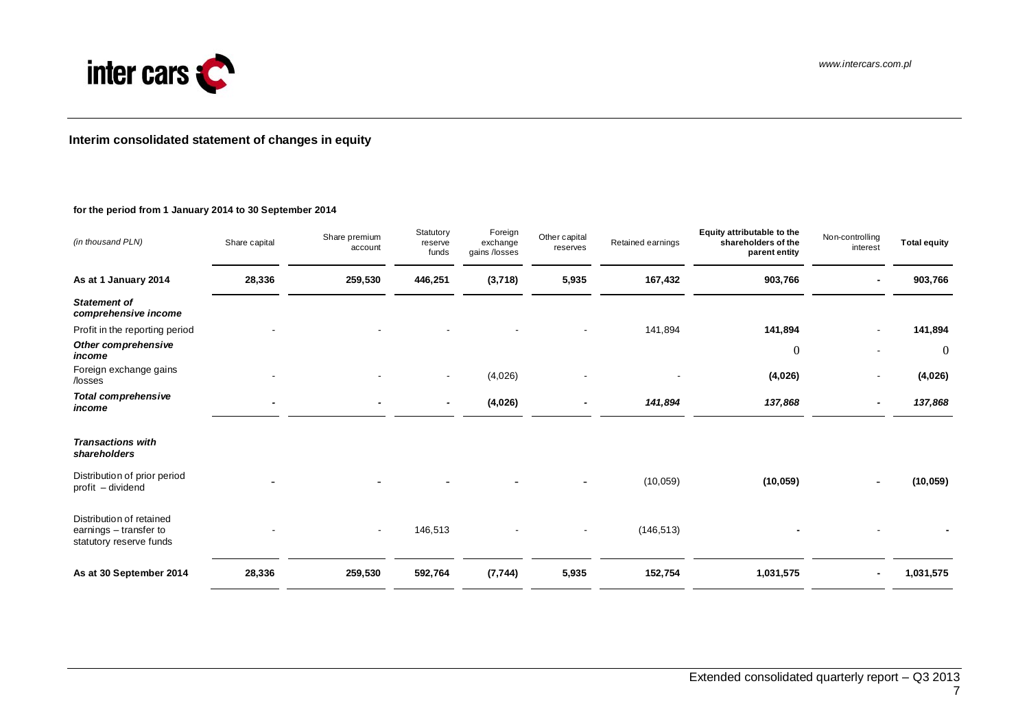## Interim consolidated statement of changes in equity

**for the period from 1 January 2014 to 30 September 2014**

| *(in thousand PLN)* | Share capital | Share premium account | Statutory reserve funds | Foreign exchange gains /losses | Other capital reserves | Retained earnings | **Equity attributable to the shareholders of the parent entity** | Non-controlling interest | **Total equity** |
|---|---|---|---|---|---|---|---|---|---|
| **As at 1 January 2014** | **28,336** | **259,530** | **446,251** | **(3,718)** | **5,935** | **167,432** | **903,766** | **-** | **903,766** |
| ***Statement of comprehensive income*** | | | | | | | | | |
| Profit in the reporting period | - | - | - | - | - | 141,894 | **141,894** | - | **141,894** |
| ***Other comprehensive income*** | | | | | | | 0 | - | 0 |
| Foreign exchange gains /losses | - | - | - | (4,026) | - | - | **(4,026)** | - | **(4,026)** |
| ***Total comprehensive income*** | **-** | **-** | **-** | **(4,026)** | **-** | ***141,894*** | ***137,868*** | **-** | ***137,868*** |
| ***Transactions with shareholders*** | | | | | | | | | |
| Distribution of prior period profit – dividend | **-** | **-** | **-** | **-** | **-** | (10,059) | **(10,059)** | **-** | **(10,059)** |
| Distribution of retained earnings – transfer to statutory reserve funds | - | - | 146,513 | - | - | (146,513) | **-** | - | **-** |
| **As at 30 September 2014** | **28,336** | **259,530** | **592,764** | **(7,744)** | **5,935** | **152,754** | **1,031,575** | **-** | **1,031,575** |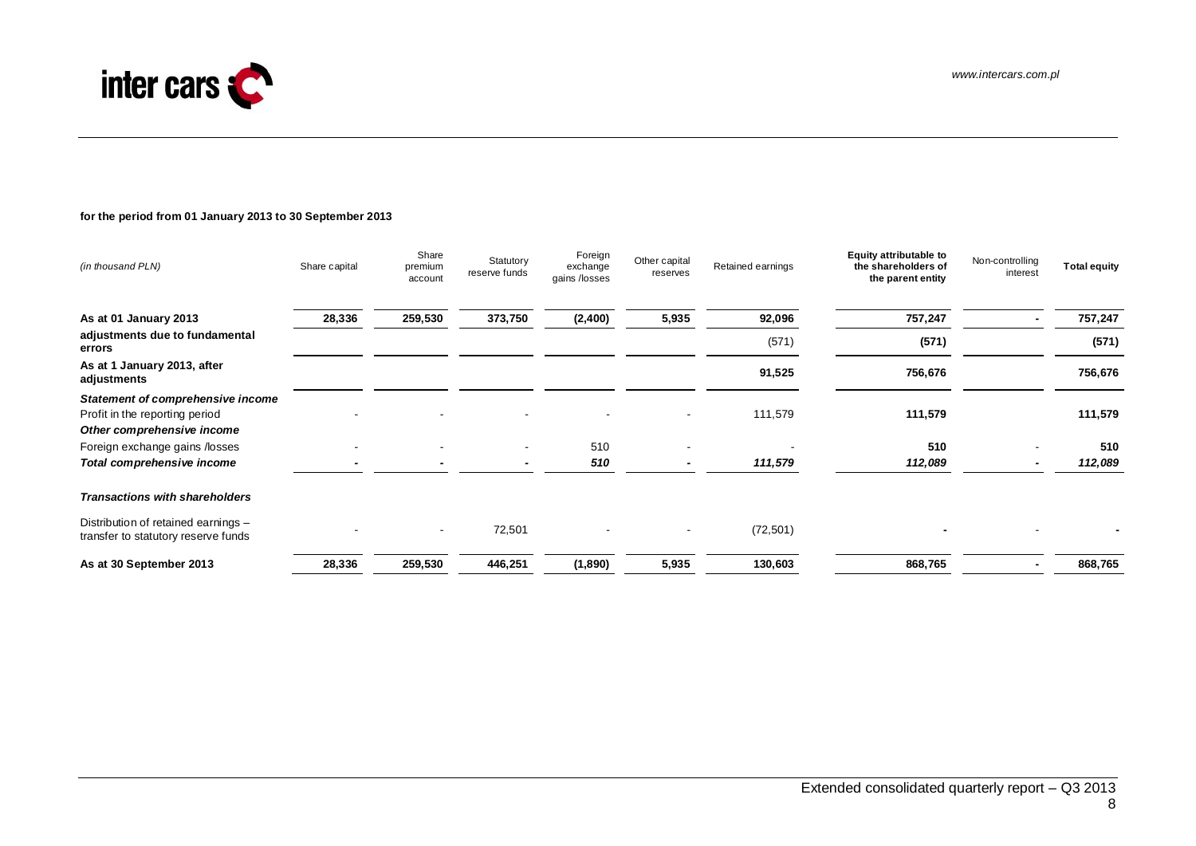**for the period from 01 January 2013 to 30 September 2013**

| *(in thousand PLN)* | Share capital | Share premium account | Statutory reserve funds | Foreign exchange gains /losses | Other capital reserves | Retained earnings | Equity attributable to the shareholders of the parent entity | Non-controlling interest | Total equity |
|---|---|---|---|---|---|---|---|---|---|
| **As at 01 January 2013** | **28,336** | **259,530** | **373,750** | **(2,400)** | **5,935** | **92,096** | **757,247** | **-** | **757,247** |
| **adjustments due to fundamental errors** | | | | | | (571) | **(571)** | | **(571)** |
| **As at 1 January 2013, after adjustments** | | | | | | **91,525** | **756,676** | | **756,676** |
| ***Statement of comprehensive income*** | | | | | | | | | |
| Profit in the reporting period | - | - | - | - | - | 111,579 | **111,579** | | **111,579** |
| ***Other comprehensive income*** | | | | | | | | | |
| Foreign exchange gains /losses | - | - | - | 510 | - | - | **510** | - | **510** |
| ***Total comprehensive income*** | **-** | **-** | **-** | ***510*** | **-** | ***111,579*** | ***112,089*** | **-** | ***112,089*** |
| ***Transactions with shareholders*** | | | | | | | | | |
| Distribution of retained earnings – transfer to statutory reserve funds | - | - | 72,501 | - | - | (72,501) | **-** | - | **-** |
| **As at 30 September 2013** | **28,336** | **259,530** | **446,251** | **(1,890)** | **5,935** | **130,603** | **868,765** | **-** | **868,765** |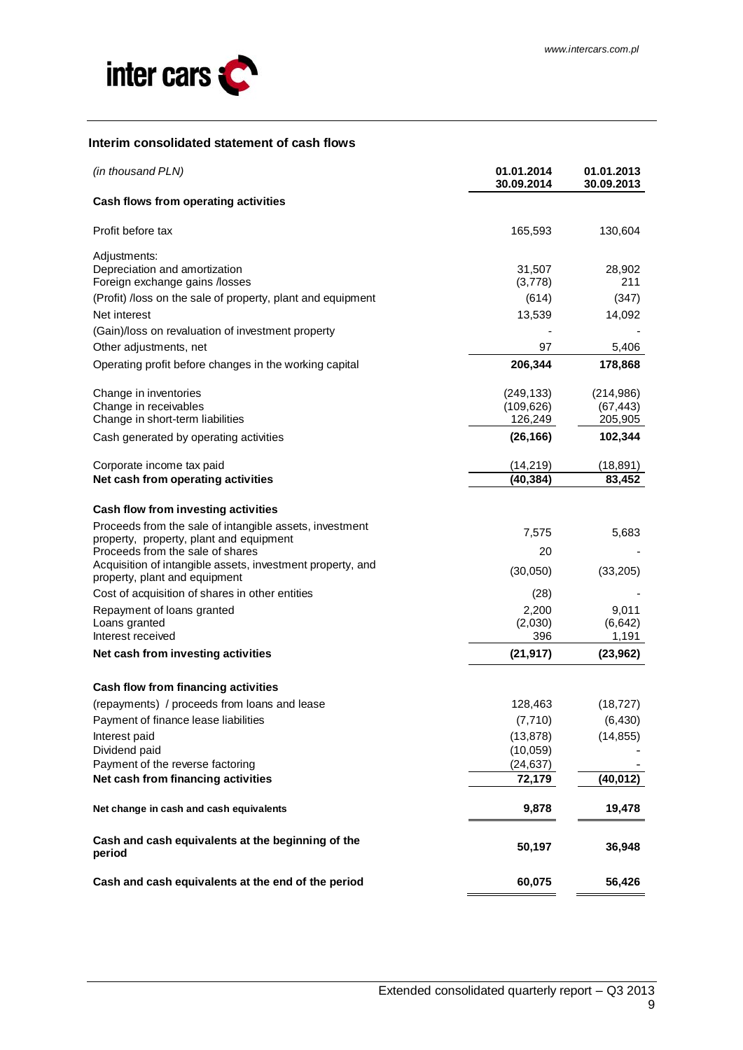## Interim consolidated statement of cash flows

| *(in thousand PLN)* | 01.01.2014 30.09.2014 | 01.01.2013 30.09.2013 |
|---|---|---|
| **Cash flows from operating activities** | | |
| Profit before tax | 165,593 | 130,604 |
| Adjustments: | | |
| Depreciation and amortization | 31,507 | 28,902 |
| Foreign exchange gains /losses | (3,778) | 211 |
| (Profit) /loss on the sale of property, plant and equipment | (614) | (347) |
| Net interest | 13,539 | 14,092 |
| (Gain)/loss on revaluation of investment property | - | - |
| Other adjustments, net | 97 | 5,406 |
| Operating profit before changes in the working capital | **206,344** | **178,868** |
| Change in inventories | (249,133) | (214,986) |
| Change in receivables | (109,626) | (67,443) |
| Change in short-term liabilities | 126,249 | 205,905 |
| Cash generated by operating activities | **(26,166)** | **102,344** |
| Corporate income tax paid | (14,219) | (18,891) |
| **Net cash from operating activities** | **(40,384)** | **83,452** |
| **Cash flow from investing activities** | | |
| Proceeds from the sale of intangible assets, investment property, property, plant and equipment | 7,575 | 5,683 |
| Proceeds from the sale of shares | 20 | - |
| Acquisition of intangible assets, investment property, and property, plant and equipment | (30,050) | (33,205) |
| Cost of acquisition of shares in other entities | (28) | - |
| Repayment of loans granted | 2,200 | 9,011 |
| Loans granted | (2,030) | (6,642) |
| Interest received | 396 | 1,191 |
| **Net cash from investing activities** | **(21,917)** | **(23,962)** |
| **Cash flow from financing activities** | | |
| (repayments) / proceeds from loans and lease | 128,463 | (18,727) |
| Payment of finance lease liabilities | (7,710) | (6,430) |
| Interest paid | (13,878) | (14,855) |
| Dividend paid | (10,059) | - |
| Payment of the reverse factoring | (24,637) | - |
| **Net cash from financing activities** | **72,179** | **(40,012)** |
| **Net change in cash and cash equivalents** | **9,878** | **19,478** |
| **Cash and cash equivalents at the beginning of the period** | **50,197** | **36,948** |
| **Cash and cash equivalents at the end of the period** | **60,075** | **56,426** |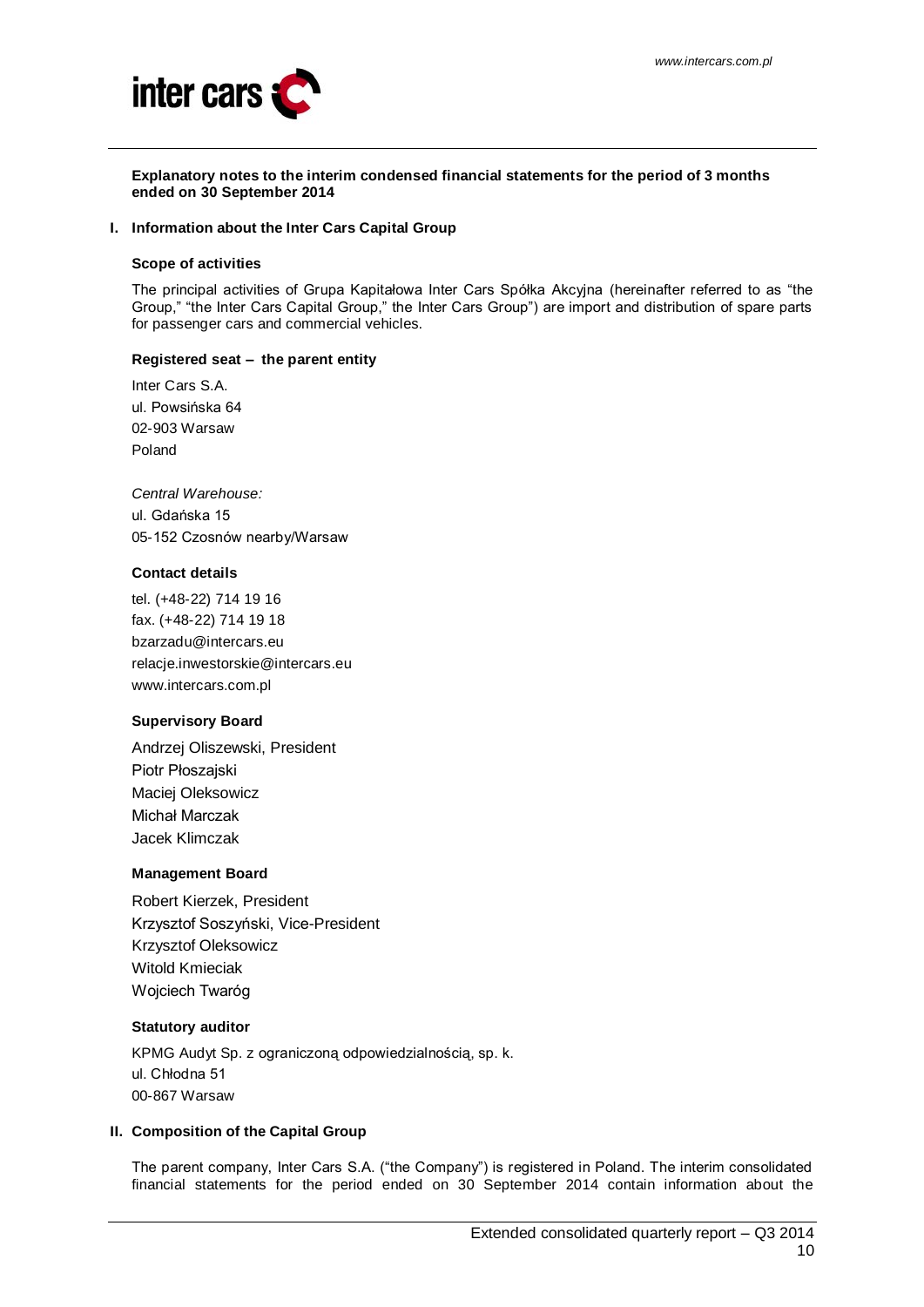**Explanatory notes to the interim condensed financial statements for the period of 3 months ended on 30 September 2014**

## I. Information about the Inter Cars Capital Group

### Scope of activities

The principal activities of Grupa Kapitałowa Inter Cars Spółka Akcyjna (hereinafter referred to as "the Group," "the Inter Cars Capital Group," the Inter Cars Group") are import and distribution of spare parts for passenger cars and commercial vehicles.

### Registered seat – the parent entity

Inter Cars S.A.
ul. Powsińska 64
02-903 Warsaw
Poland

*Central Warehouse:*
ul. Gdańska 15
05-152 Czosnów nearby/Warsaw

### Contact details

tel. (+48-22) 714 19 16
fax. (+48-22) 714 19 18
bzarzadu@intercars.eu
relacje.inwestorskie@intercars.eu
www.intercars.com.pl

### Supervisory Board

Andrzej Oliszewski, President
Piotr Płoszajski
Maciej Oleksowicz
Michał Marczak
Jacek Klimczak

### Management Board

Robert Kierzek, President
Krzysztof Soszyński, Vice-President
Krzysztof Oleksowicz
Witold Kmieciak
Wojciech Twaróg

### Statutory auditor

KPMG Audyt Sp. z ograniczoną odpowiedzialnością, sp. k.
ul. Chłodna 51
00-867 Warsaw

## II. Composition of the Capital Group

The parent company, Inter Cars S.A. ("the Company") is registered in Poland. The interim consolidated financial statements for the period ended on 30 September 2014 contain information about the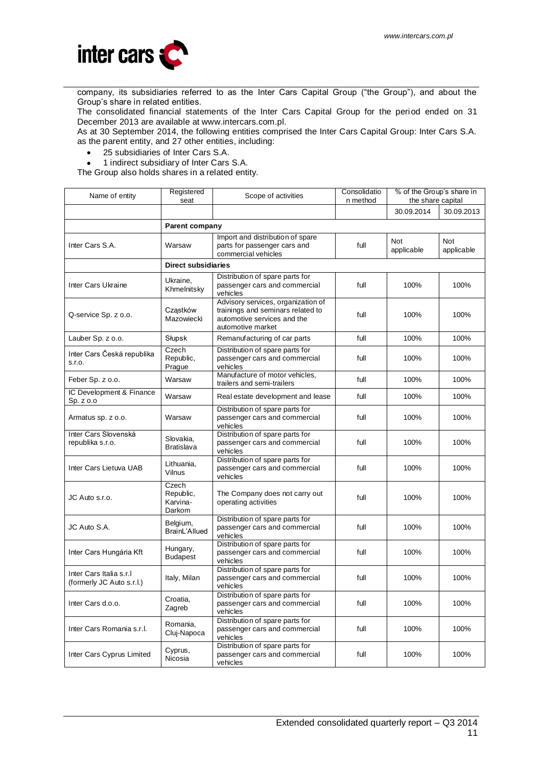company, its subsidiaries referred to as the Inter Cars Capital Group ("the Group"), and about the Group's share in related entities.

The consolidated financial statements of the Inter Cars Capital Group for the period ended on 31 December 2013 are available at www.intercars.com.pl.

As at 30 September 2014, the following entities comprised the Inter Cars Capital Group: Inter Cars S.A. as the parent entity, and 27 other entities, including:

- 25 subsidiaries of Inter Cars S.A.
- 1 indirect subsidiary of Inter Cars S.A.

The Group also holds shares in a related entity.

| Name of entity | Registered seat | Scope of activities | Consolidation method | % of the Group's share in the share capital | |
|---|---|---|---|---|---|
| | | | | 30.09.2014 | 30.09.2013 |
| | **Parent company** | | | | |
| Inter Cars S.A. | Warsaw | Import and distribution of spare parts for passenger cars and commercial vehicles | full | Not applicable | Not applicable |
| | **Direct subsidiaries** | | | | |
| Inter Cars Ukraine | Ukraine, Khmelnitsky | Distribution of spare parts for passenger cars and commercial vehicles | full | 100% | 100% |
| Q-service Sp. z o.o. | Cząstków Mazowiecki | Advisory services, organization of trainings and seminars related to automotive services and the automotive market | full | 100% | 100% |
| Lauber Sp. z o.o. | Słupsk | Remanufacturing of car parts | full | 100% | 100% |
| Inter Cars Česká republika s.r.o. | Czech Republic, Prague | Distribution of spare parts for passenger cars and commercial vehicles | full | 100% | 100% |
| Feber Sp. z o.o. | Warsaw | Manufacture of motor vehicles, trailers and semi-trailers | full | 100% | 100% |
| IC Development & Finance Sp. z o.o | Warsaw | Real estate development and lease | full | 100% | 100% |
| Armatus sp. z o.o. | Warsaw | Distribution of spare parts for passenger cars and commercial vehicles | full | 100% | 100% |
| Inter Cars Slovenská republika s.r.o. | Slovakia, Bratislava | Distribution of spare parts for passenger cars and commercial vehicles | full | 100% | 100% |
| Inter Cars Lietuva UAB | Lithuania, Vilnus | Distribution of spare parts for passenger cars and commercial vehicles | full | 100% | 100% |
| JC Auto s.r.o. | Czech Republic, Karvina-Darkom | The Company does not carry out operating activities | full | 100% | 100% |
| JC Auto S.A. | Belgium, BrainL'Allued | Distribution of spare parts for passenger cars and commercial vehicles | full | 100% | 100% |
| Inter Cars Hungária Kft | Hungary, Budapest | Distribution of spare parts for passenger cars and commercial vehicles | full | 100% | 100% |
| Inter Cars Italia s.r.l (formerly JC Auto s.r.l.) | Italy, Milan | Distribution of spare parts for passenger cars and commercial vehicles | full | 100% | 100% |
| Inter Cars d.o.o. | Croatia, Zagreb | Distribution of spare parts for passenger cars and commercial vehicles | full | 100% | 100% |
| Inter Cars Romania s.r.l. | Romania, Cluj-Napoca | Distribution of spare parts for passenger cars and commercial vehicles | full | 100% | 100% |
| Inter Cars Cyprus Limited | Cyprus, Nicosia | Distribution of spare parts for passenger cars and commercial vehicles | full | 100% | 100% |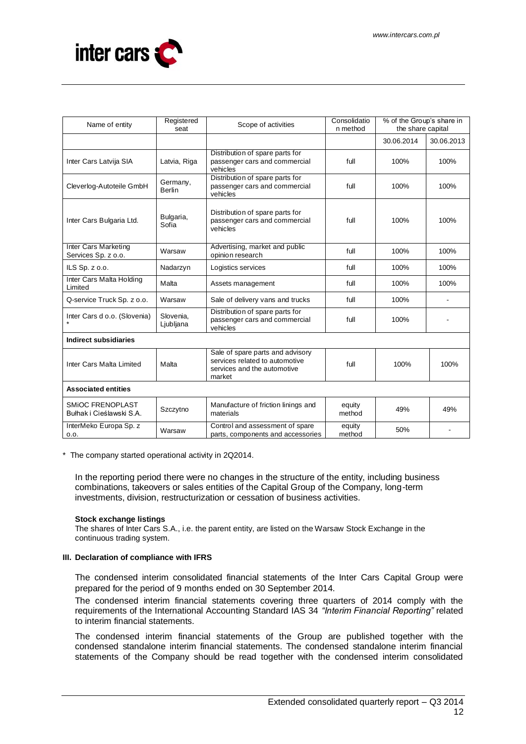| Name of entity | Registered seat | Scope of activities | Consolidation method | % of the Group's share in the share capital | |
|---|---|---|---|---|---|
| | | | | 30.06.2014 | 30.06.2013 |
| Inter Cars Latvija SIA | Latvia, Riga | Distribution of spare parts for passenger cars and commercial vehicles | full | 100% | 100% |
| Cleverlog-Autoteile GmbH | Germany, Berlin | Distribution of spare parts for passenger cars and commercial vehicles | full | 100% | 100% |
| Inter Cars Bulgaria Ltd. | Bulgaria, Sofia | Distribution of spare parts for passenger cars and commercial vehicles | full | 100% | 100% |
| Inter Cars Marketing Services Sp. z o.o. | Warsaw | Advertising, market and public opinion research | full | 100% | 100% |
| ILS Sp. z o.o. | Nadarzyn | Logistics services | full | 100% | 100% |
| Inter Cars Malta Holding Limited | Malta | Assets management | full | 100% | 100% |
| Q-service Truck Sp. z o.o. | Warsaw | Sale of delivery vans and trucks | full | 100% | - |
| Inter Cars d o.o. (Slovenia) * | Slovenia, Ljubljana | Distribution of spare parts for passenger cars and commercial vehicles | full | 100% | - |
| **Indirect subsidiaries** | | | | | |
| Inter Cars Malta Limited | Malta | Sale of spare parts and advisory services related to automotive services and the automotive market | full | 100% | 100% |
| **Associated entities** | | | | | |
| SMiOC FRENOPLAST Bułhak i Cieślawski S.A. | Szczytno | Manufacture of friction linings and materials | equity method | 49% | 49% |
| InterMeko Europa Sp. z o.o. | Warsaw | Control and assessment of spare parts, components and accessories | equity method | 50% | - |

* The company started operational activity in 2Q2014.

In the reporting period there were no changes in the structure of the entity, including business combinations, takeovers or sales entities of the Capital Group of the Company, long-term investments, division, restructurization or cessation of business activities.

**Stock exchange listings**

The shares of Inter Cars S.A., i.e. the parent entity, are listed on the Warsaw Stock Exchange in the continuous trading system.

### III. Declaration of compliance with IFRS

The condensed interim consolidated financial statements of the Inter Cars Capital Group were prepared for the period of 9 months ended on 30 September 2014.

The condensed interim financial statements covering three quarters of 2014 comply with the requirements of the International Accounting Standard IAS 34 *"Interim Financial Reporting"* related to interim financial statements.

The condensed interim financial statements of the Group are published together with the condensed standalone interim financial statements. The condensed standalone interim financial statements of the Company should be read together with the condensed interim consolidated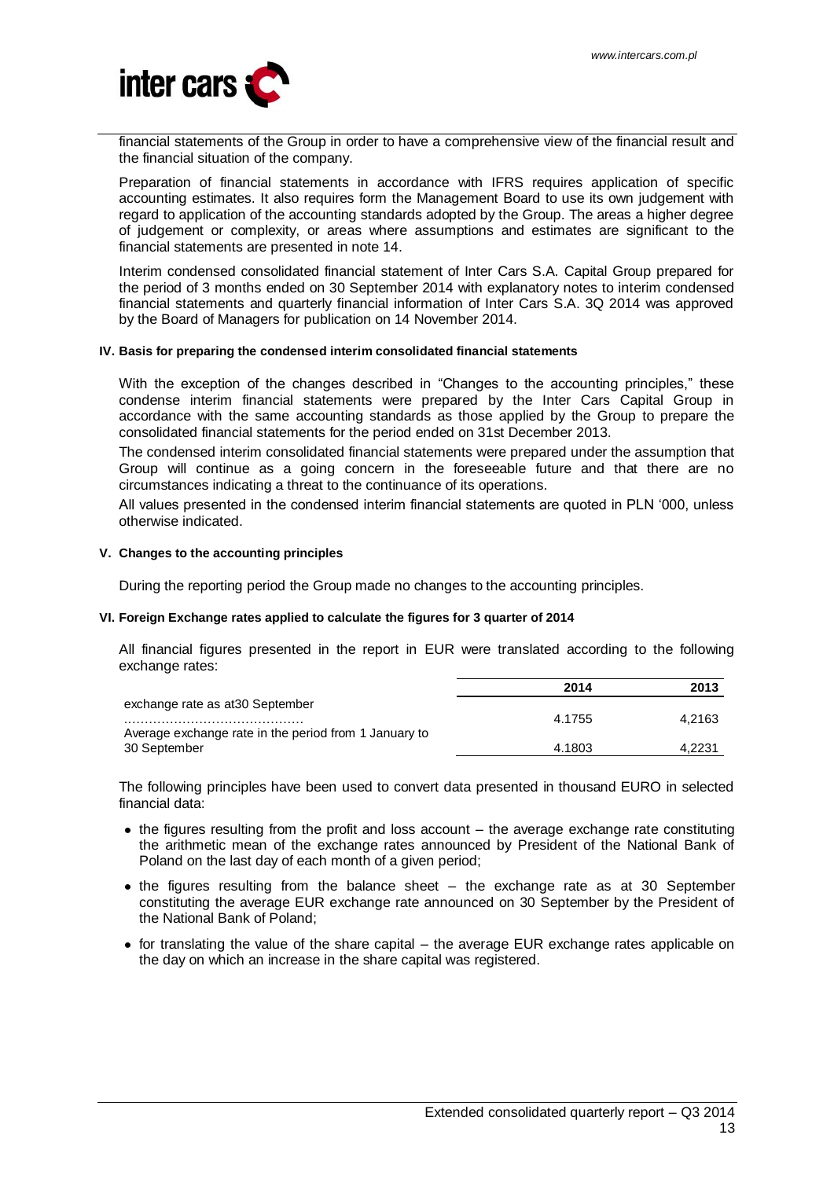financial statements of the Group in order to have a comprehensive view of the financial result and the financial situation of the company.

Preparation of financial statements in accordance with IFRS requires application of specific accounting estimates. It also requires form the Management Board to use its own judgement with regard to application of the accounting standards adopted by the Group. The areas a higher degree of judgement or complexity, or areas where assumptions and estimates are significant to the financial statements are presented in note 14.

Interim condensed consolidated financial statement of Inter Cars S.A. Capital Group prepared for the period of 3 months ended on 30 September 2014 with explanatory notes to interim condensed financial statements and quarterly financial information of Inter Cars S.A. 3Q 2014 was approved by the Board of Managers for publication on 14 November 2014.

#### IV. Basis for preparing the condensed interim consolidated financial statements

With the exception of the changes described in "Changes to the accounting principles," these condense interim financial statements were prepared by the Inter Cars Capital Group in accordance with the same accounting standards as those applied by the Group to prepare the consolidated financial statements for the period ended on 31st December 2013.

The condensed interim consolidated financial statements were prepared under the assumption that Group will continue as a going concern in the foreseeable future and that there are no circumstances indicating a threat to the continuance of its operations.

All values presented in the condensed interim financial statements are quoted in PLN '000, unless otherwise indicated.

#### V. Changes to the accounting principles

During the reporting period the Group made no changes to the accounting principles.

#### VI. Foreign Exchange rates applied to calculate the figures for 3 quarter of 2014

All financial figures presented in the report in EUR were translated according to the following exchange rates:

| | 2014 | 2013 |
|---|---|---|
| exchange rate as at30 September ........................................ | 4.1755 | 4,2163 |
| Average exchange rate in the period from 1 January to 30 September | 4.1803 | 4,2231 |

The following principles have been used to convert data presented in thousand EURO in selected financial data:

- the figures resulting from the profit and loss account – the average exchange rate constituting the arithmetic mean of the exchange rates announced by President of the National Bank of Poland on the last day of each month of a given period;
- the figures resulting from the balance sheet – the exchange rate as at 30 September constituting the average EUR exchange rate announced on 30 September by the President of the National Bank of Poland;
- for translating the value of the share capital – the average EUR exchange rates applicable on the day on which an increase in the share capital was registered.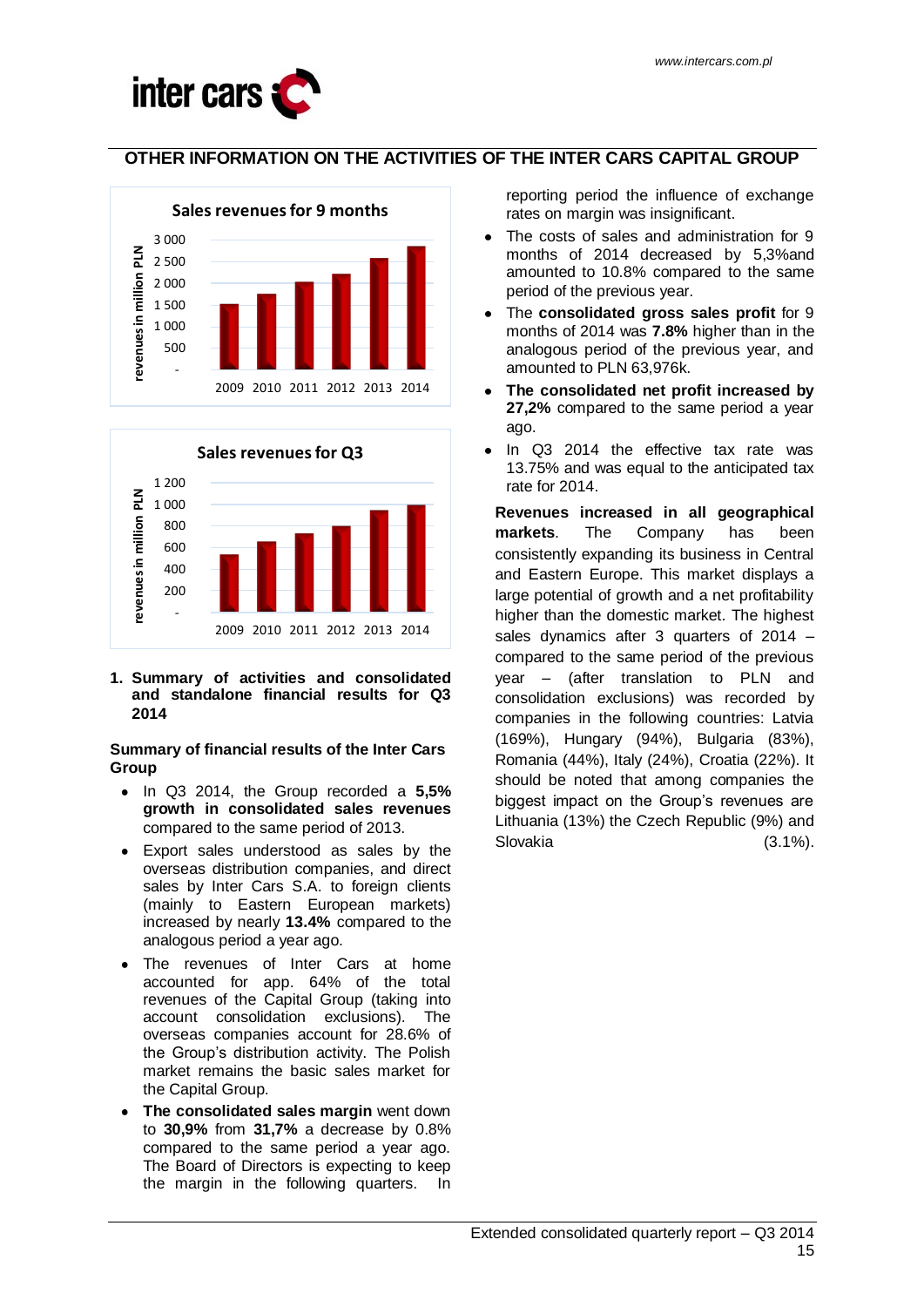## OTHER INFORMATION ON THE ACTIVITIES OF THE INTER CARS CAPITAL GROUP

**Sales revenues for 9 months**

**Sales revenues for Q3**

### 1. Summary of activities and consolidated and standalone financial results for Q3 2014

**Summary of financial results of the Inter Cars Group**

- In Q3 2014, the Group recorded a **5,5% growth in consolidated sales revenues** compared to the same period of 2013.
- Export sales understood as sales by the overseas distribution companies, and direct sales by Inter Cars S.A. to foreign clients (mainly to Eastern European markets) increased by nearly **13.4%** compared to the analogous period a year ago.
- The revenues of Inter Cars at home accounted for app. 64% of the total revenues of the Capital Group (taking into account consolidation exclusions). The overseas companies account for 28.6% of the Group's distribution activity. The Polish market remains the basic sales market for the Capital Group.
- **The consolidated sales margin** went down to **30,9%** from **31,7%** a decrease by 0.8% compared to the same period a year ago. The Board of Directors is expecting to keep the margin in the following quarters. In reporting period the influence of exchange rates on margin was insignificant.
- The costs of sales and administration for 9 months of 2014 decreased by 5,3%and amounted to 10.8% compared to the same period of the previous year.
- The **consolidated gross sales profit** for 9 months of 2014 was **7.8%** higher than in the analogous period of the previous year, and amounted to PLN 63,976k.
- **The consolidated net profit increased by 27,2%** compared to the same period a year ago.
- In Q3 2014 the effective tax rate was 13.75% and was equal to the anticipated tax rate for 2014.

**Revenues increased in all geographical markets**. The Company has been consistently expanding its business in Central and Eastern Europe. This market displays a large potential of growth and a net profitability higher than the domestic market. The highest sales dynamics after 3 quarters of 2014 – compared to the same period of the previous year – (after translation to PLN and consolidation exclusions) was recorded by companies in the following countries: Latvia (169%), Hungary (94%), Bulgaria (83%), Romania (44%), Italy (24%), Croatia (22%). It should be noted that among companies the biggest impact on the Group's revenues are Lithuania (13%) the Czech Republic (9%) and Slovakia (3.1%).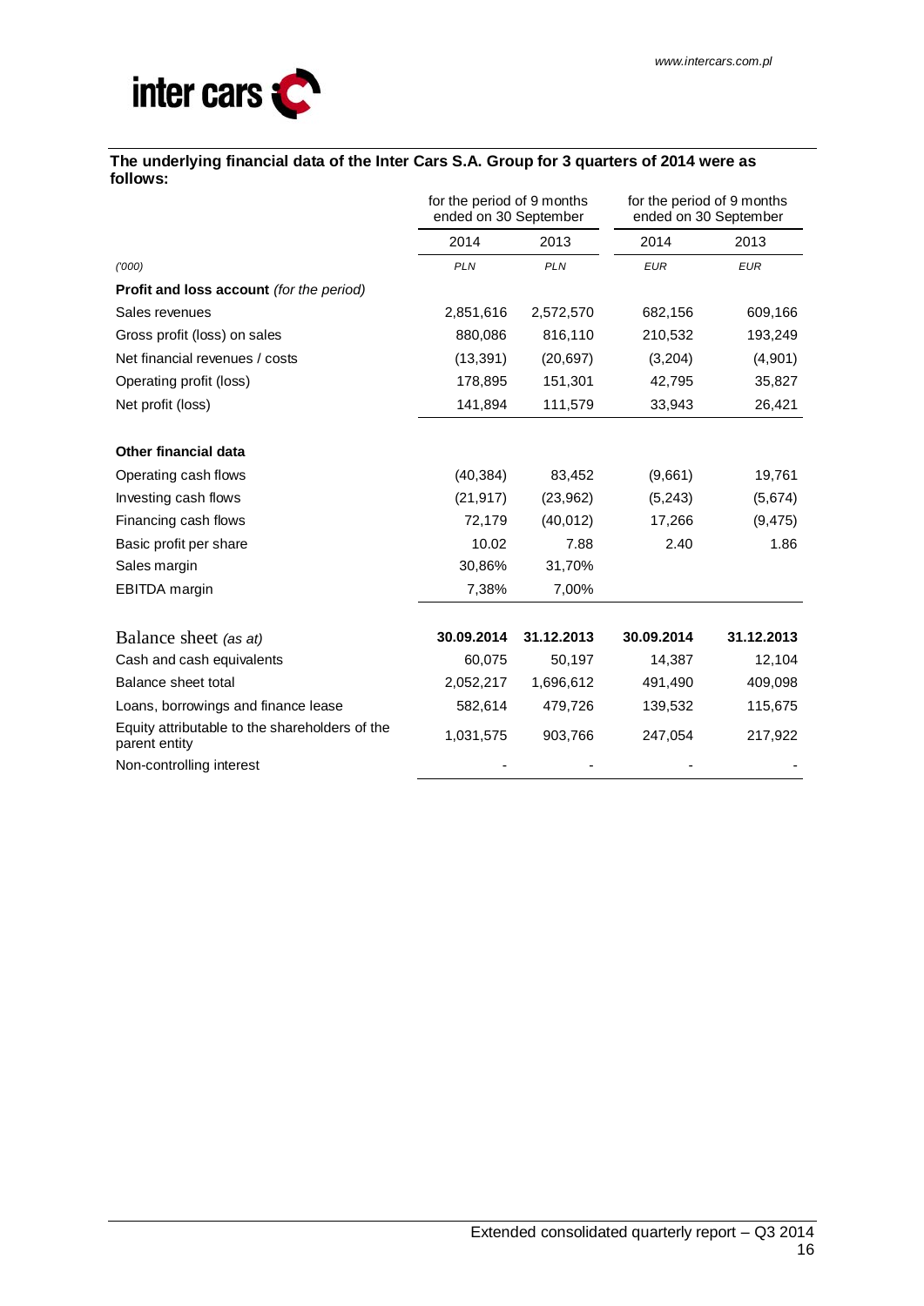**The underlying financial data of the Inter Cars S.A. Group for 3 quarters of 2014 were as follows:**

| | for the period of 9 months ended on 30 September | | for the period of 9 months ended on 30 September | |
|---|---|---|---|---|
| | 2014 | 2013 | 2014 | 2013 |
| *('000)* | *PLN* | *PLN* | *EUR* | *EUR* |
| **Profit and loss account** *(for the period)* | | | | |
| Sales revenues | 2,851,616 | 2,572,570 | 682,156 | 609,166 |
| Gross profit (loss) on sales | 880,086 | 816,110 | 210,532 | 193,249 |
| Net financial revenues / costs | (13,391) | (20,697) | (3,204) | (4,901) |
| Operating profit (loss) | 178,895 | 151,301 | 42,795 | 35,827 |
| Net profit (loss) | 141,894 | 111,579 | 33,943 | 26,421 |
| **Other financial data** | | | | |
| Operating cash flows | (40,384) | 83,452 | (9,661) | 19,761 |
| Investing cash flows | (21,917) | (23,962) | (5,243) | (5,674) |
| Financing cash flows | 72,179 | (40,012) | 17,266 | (9,475) |
| Basic profit per share | 10.02 | 7.88 | 2.40 | 1.86 |
| Sales margin | 30,86% | 31,70% | | |
| EBITDA margin | 7,38% | 7,00% | | |
| Balance sheet *(as at)* | **30.09.2014** | **31.12.2013** | **30.09.2014** | **31.12.2013** |
| Cash and cash equivalents | 60,075 | 50,197 | 14,387 | 12,104 |
| Balance sheet total | 2,052,217 | 1,696,612 | 491,490 | 409,098 |
| Loans, borrowings and finance lease | 582,614 | 479,726 | 139,532 | 115,675 |
| Equity attributable to the shareholders of the parent entity | 1,031,575 | 903,766 | 247,054 | 217,922 |
| Non-controlling interest | - | - | - | - |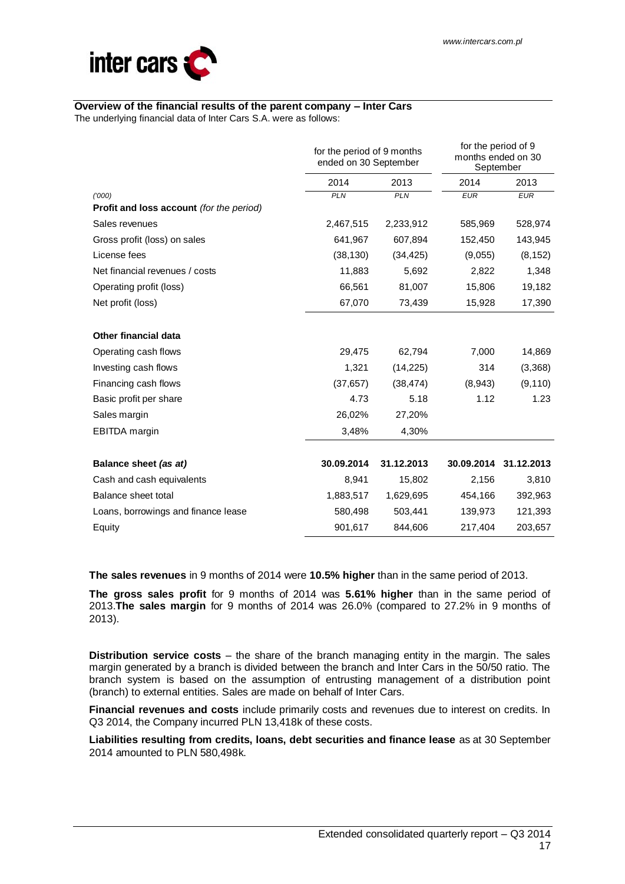## Overview of the financial results of the parent company – Inter Cars

The underlying financial data of Inter Cars S.A. were as follows:

| | for the period of 9 months ended on 30 September | | for the period of 9 months ended on 30 September | |
|---|---|---|---|---|
| | 2014 | 2013 | 2014 | 2013 |
| *('000)* | *PLN* | *PLN* | *EUR* | *EUR* |
| **Profit and loss account** *(for the period)* | | | | |
| Sales revenues | 2,467,515 | 2,233,912 | 585,969 | 528,974 |
| Gross profit (loss) on sales | 641,967 | 607,894 | 152,450 | 143,945 |
| License fees | (38,130) | (34,425) | (9,055) | (8,152) |
| Net financial revenues / costs | 11,883 | 5,692 | 2,822 | 1,348 |
| Operating profit (loss) | 66,561 | 81,007 | 15,806 | 19,182 |
| Net profit (loss) | 67,070 | 73,439 | 15,928 | 17,390 |
| | | | | |
| **Other financial data** | | | | |
| Operating cash flows | 29,475 | 62,794 | 7,000 | 14,869 |
| Investing cash flows | 1,321 | (14,225) | 314 | (3,368) |
| Financing cash flows | (37,657) | (38,474) | (8,943) | (9,110) |
| Basic profit per share | 4.73 | 5.18 | 1.12 | 1.23 |
| Sales margin | 26,02% | 27,20% | | |
| EBITDA margin | 3,48% | 4,30% | | |
| | | | | |
| **Balance sheet** *(as at)* | **30.09.2014** | **31.12.2013** | **30.09.2014** | **31.12.2013** |
| Cash and cash equivalents | 8,941 | 15,802 | 2,156 | 3,810 |
| Balance sheet total | 1,883,517 | 1,629,695 | 454,166 | 392,963 |
| Loans, borrowings and finance lease | 580,498 | 503,441 | 139,973 | 121,393 |
| Equity | 901,617 | 844,606 | 217,404 | 203,657 |

**The sales revenues** in 9 months of 2014 were **10.5% higher** than in the same period of 2013.

**The gross sales profit** for 9 months of 2014 was **5.61% higher** than in the same period of 2013.**The sales margin** for 9 months of 2014 was 26.0% (compared to 27.2% in 9 months of 2013).

**Distribution service costs** – the share of the branch managing entity in the margin. The sales margin generated by a branch is divided between the branch and Inter Cars in the 50/50 ratio. The branch system is based on the assumption of entrusting management of a distribution point (branch) to external entities. Sales are made on behalf of Inter Cars.

**Financial revenues and costs** include primarily costs and revenues due to interest on credits. In Q3 2014, the Company incurred PLN 13,418k of these costs.

**Liabilities resulting from credits, loans, debt securities and finance lease** as at 30 September 2014 amounted to PLN 580,498k.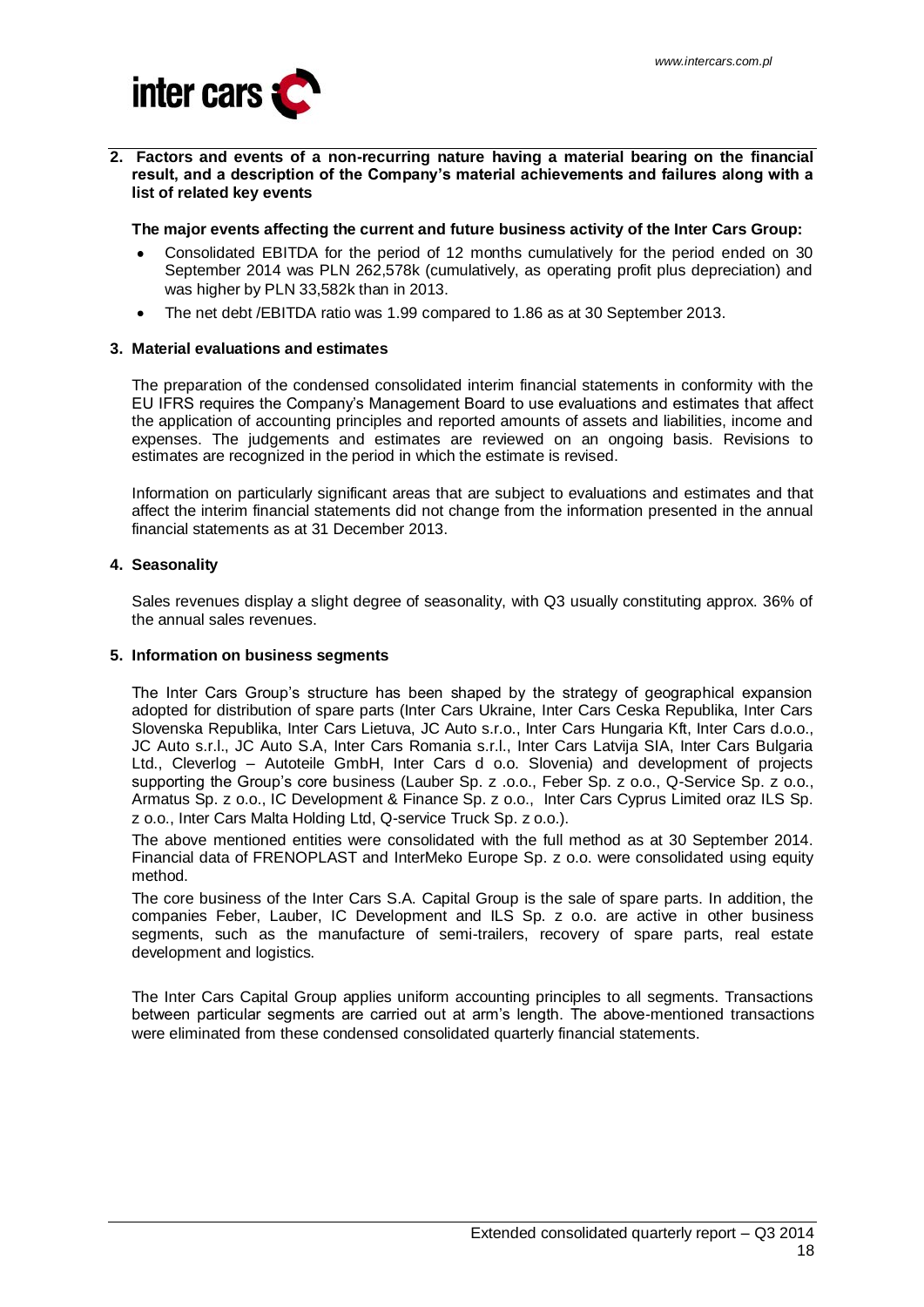**2. Factors and events of a non-recurring nature having a material bearing on the financial result, and a description of the Company's material achievements and failures along with a list of related key events**

**The major events affecting the current and future business activity of the Inter Cars Group:**

- Consolidated EBITDA for the period of 12 months cumulatively for the period ended on 30 September 2014 was PLN 262,578k (cumulatively, as operating profit plus depreciation) and was higher by PLN 33,582k than in 2013.
- The net debt /EBITDA ratio was 1.99 compared to 1.86 as at 30 September 2013.

**3. Material evaluations and estimates**

The preparation of the condensed consolidated interim financial statements in conformity with the EU IFRS requires the Company's Management Board to use evaluations and estimates that affect the application of accounting principles and reported amounts of assets and liabilities, income and expenses. The judgements and estimates are reviewed on an ongoing basis. Revisions to estimates are recognized in the period in which the estimate is revised.

Information on particularly significant areas that are subject to evaluations and estimates and that affect the interim financial statements did not change from the information presented in the annual financial statements as at 31 December 2013.

**4. Seasonality**

Sales revenues display a slight degree of seasonality, with Q3 usually constituting approx. 36% of the annual sales revenues.

**5. Information on business segments**

The Inter Cars Group's structure has been shaped by the strategy of geographical expansion adopted for distribution of spare parts (Inter Cars Ukraine, Inter Cars Ceska Republika, Inter Cars Slovenska Republika, Inter Cars Lietuva, JC Auto s.r.o., Inter Cars Hungaria Kft, Inter Cars d.o.o., JC Auto s.r.l., JC Auto S.A, Inter Cars Romania s.r.l., Inter Cars Latvija SIA, Inter Cars Bulgaria Ltd., Cleverlog – Autoteile GmbH, Inter Cars d o.o. Slovenia) and development of projects supporting the Group's core business (Lauber Sp. z .o.o., Feber Sp. z o.o., Q-Service Sp. z o.o., Armatus Sp. z o.o., IC Development & Finance Sp. z o.o., Inter Cars Cyprus Limited oraz ILS Sp. z o.o., Inter Cars Malta Holding Ltd, Q-service Truck Sp. z o.o.).

The above mentioned entities were consolidated with the full method as at 30 September 2014. Financial data of FRENOPLAST and InterMeko Europe Sp. z o.o. were consolidated using equity method.

The core business of the Inter Cars S.A. Capital Group is the sale of spare parts. In addition, the companies Feber, Lauber, IC Development and ILS Sp. z o.o. are active in other business segments, such as the manufacture of semi-trailers, recovery of spare parts, real estate development and logistics.

The Inter Cars Capital Group applies uniform accounting principles to all segments. Transactions between particular segments are carried out at arm's length. The above-mentioned transactions were eliminated from these condensed consolidated quarterly financial statements.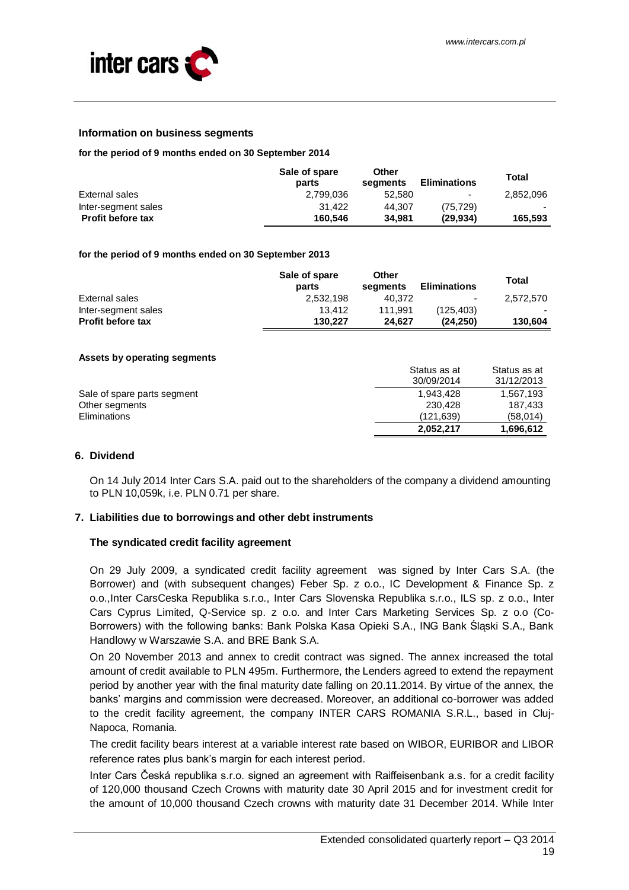### Information on business segments

**for the period of 9 months ended on 30 September 2014**

| | Sale of spare parts | Other segments | Eliminations | Total |
|---|---|---|---|---|
| External sales | 2,799,036 | 52,580 | - | 2,852,096 |
| Inter-segment sales | 31,422 | 44,307 | (75,729) | - |
| **Profit before tax** | **160,546** | **34,981** | **(29,934)** | **165,593** |

**for the period of 9 months ended on 30 September 2013**

| | Sale of spare parts | Other segments | Eliminations | Total |
|---|---|---|---|---|
| External sales | 2,532,198 | 40,372 | - | 2,572,570 |
| Inter-segment sales | 13,412 | 111,991 | (125,403) | - |
| **Profit before tax** | **130,227** | **24,627** | **(24,250)** | **130,604** |

**Assets by operating segments**

| | Status as at 30/09/2014 | Status as at 31/12/2013 |
|---|---|---|
| Sale of spare parts segment | 1,943,428 | 1,567,193 |
| Other segments | 230,428 | 187,433 |
| Eliminations | (121,639) | (58,014) |
| | **2,052,217** | **1,696,612** |

## 6. Dividend

On 14 July 2014 Inter Cars S.A. paid out to the shareholders of the company a dividend amounting to PLN 10,059k, i.e. PLN 0.71 per share.

## 7. Liabilities due to borrowings and other debt instruments

### The syndicated credit facility agreement

On 29 July 2009, a syndicated credit facility agreement was signed by Inter Cars S.A. (the Borrower) and (with subsequent changes) Feber Sp. z o.o., IC Development & Finance Sp. z o.o.,Inter CarsCeska Republika s.r.o., Inter Cars Slovenska Republika s.r.o., ILS sp. z o.o., Inter Cars Cyprus Limited, Q-Service sp. z o.o. and Inter Cars Marketing Services Sp. z o.o (Co-Borrowers) with the following banks: Bank Polska Kasa Opieki S.A., ING Bank Śląski S.A., Bank Handlowy w Warszawie S.A. and BRE Bank S.A.

On 20 November 2013 and annex to credit contract was signed. The annex increased the total amount of credit available to PLN 495m. Furthermore, the Lenders agreed to extend the repayment period by another year with the final maturity date falling on 20.11.2014. By virtue of the annex, the banks' margins and commission were decreased. Moreover, an additional co-borrower was added to the credit facility agreement, the company INTER CARS ROMANIA S.R.L., based in Cluj-Napoca, Romania.

The credit facility bears interest at a variable interest rate based on WIBOR, EURIBOR and LIBOR reference rates plus bank's margin for each interest period.

Inter Cars Česká republika s.r.o. signed an agreement with Raiffeisenbank a.s. for a credit facility of 120,000 thousand Czech Crowns with maturity date 30 April 2015 and for investment credit for the amount of 10,000 thousand Czech crowns with maturity date 31 December 2014. While Inter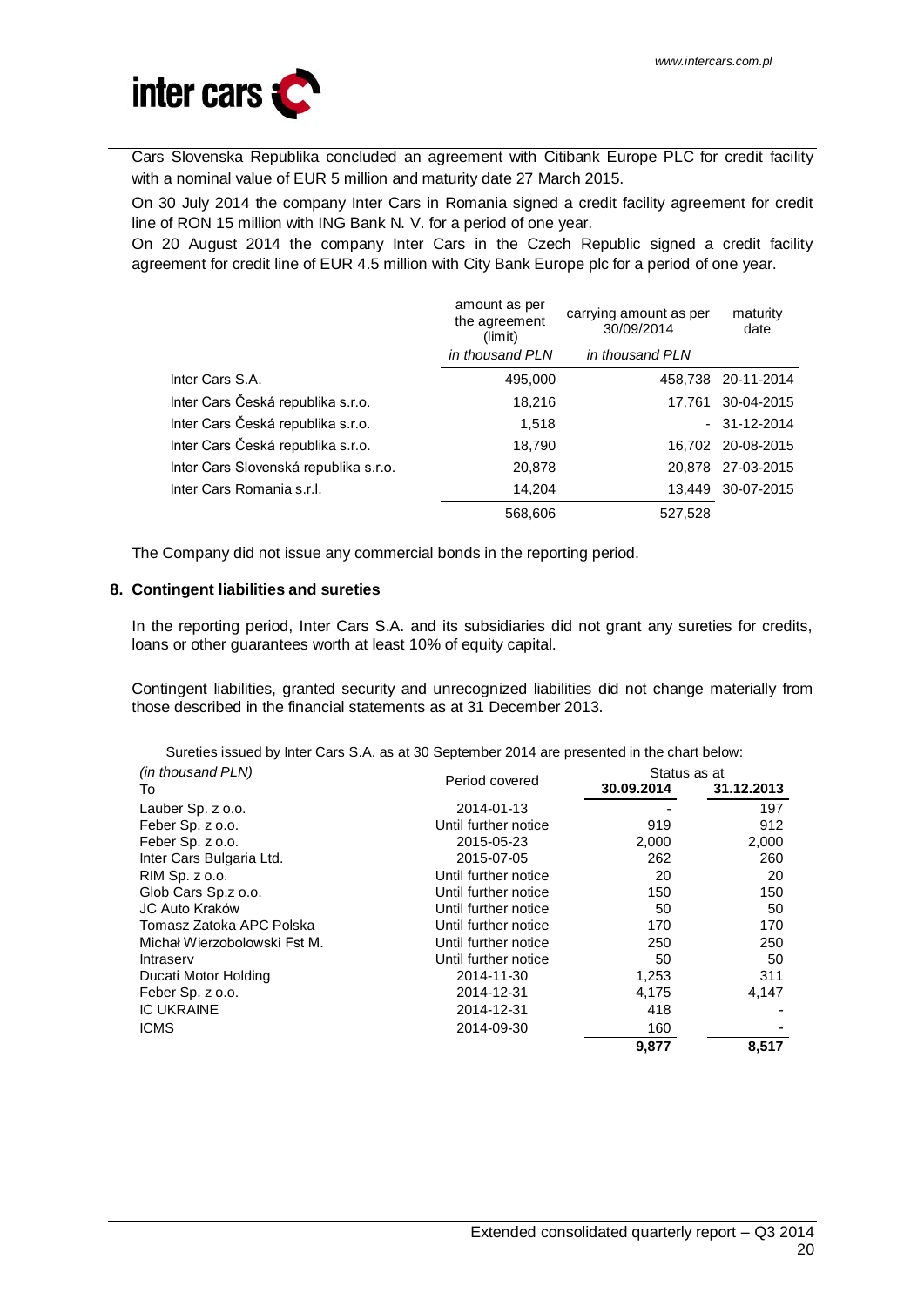Cars Slovenska Republika concluded an agreement with Citibank Europe PLC for credit facility with a nominal value of EUR 5 million and maturity date 27 March 2015.

On 30 July 2014 the company Inter Cars in Romania signed a credit facility agreement for credit line of RON 15 million with ING Bank N. V. for a period of one year.

On 20 August 2014 the company Inter Cars in the Czech Republic signed a credit facility agreement for credit line of EUR 4.5 million with City Bank Europe plc for a period of one year.

| | amount as per the agreement (limit) | carrying amount as per 30/09/2014 | maturity date |
|---|---|---|---|
| | *in thousand PLN* | *in thousand PLN* | |
| Inter Cars S.A. | 495,000 | 458,738 | 20-11-2014 |
| Inter Cars Česká republika s.r.o. | 18,216 | 17,761 | 30-04-2015 |
| Inter Cars Česká republika s.r.o. | 1,518 | - | 31-12-2014 |
| Inter Cars Česká republika s.r.o. | 18,790 | 16,702 | 20-08-2015 |
| Inter Cars Slovenská republika s.r.o. | 20,878 | 20,878 | 27-03-2015 |
| Inter Cars Romania s.r.l. | 14,204 | 13,449 | 30-07-2015 |
| | 568,606 | 527,528 | |

The Company did not issue any commercial bonds in the reporting period.

## 8. Contingent liabilities and sureties

In the reporting period, Inter Cars S.A. and its subsidiaries did not grant any sureties for credits, loans or other guarantees worth at least 10% of equity capital.

Contingent liabilities, granted security and unrecognized liabilities did not change materially from those described in the financial statements as at 31 December 2013.

Sureties issued by Inter Cars S.A. as at 30 September 2014 are presented in the chart below:

| *(in thousand PLN)* To | Period covered | Status as at 30.09.2014 | 31.12.2013 |
|---|---|---|---|
| Lauber Sp. z o.o. | 2014-01-13 | - | 197 |
| Feber Sp. z o.o. | Until further notice | 919 | 912 |
| Feber Sp. z o.o. | 2015-05-23 | 2,000 | 2,000 |
| Inter Cars Bulgaria Ltd. | 2015-07-05 | 262 | 260 |
| RIM Sp. z o.o. | Until further notice | 20 | 20 |
| Glob Cars Sp.z o.o. | Until further notice | 150 | 150 |
| JC Auto Kraków | Until further notice | 50 | 50 |
| Tomasz Zatoka APC Polska | Until further notice | 170 | 170 |
| Michał Wierzobolowski Fst M. | Until further notice | 250 | 250 |
| Intraserv | Until further notice | 50 | 50 |
| Ducati Motor Holding | 2014-11-30 | 1,253 | 311 |
| Feber Sp. z o.o. | 2014-12-31 | 4,175 | 4,147 |
| IC UKRAINE | 2014-12-31 | 418 | - |
| ICMS | 2014-09-30 | 160 | - |
| | | **9,877** | **8,517** |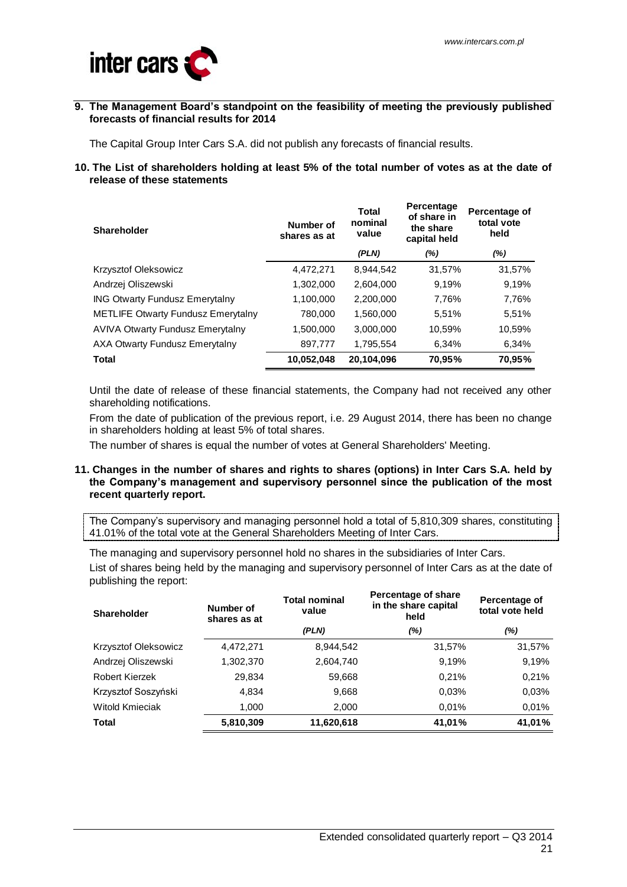## 9. The Management Board's standpoint on the feasibility of meeting the previously published forecasts of financial results for 2014

The Capital Group Inter Cars S.A. did not publish any forecasts of financial results.

## 10. The List of shareholders holding at least 5% of the total number of votes as at the date of release of these statements

| Shareholder | Number of shares as at | Total nominal value | Percentage of share in the share capital held | Percentage of total vote held |
|---|---|---|---|---|
| | | *(PLN)* | *(%)* | *(%)* |
| Krzysztof Oleksowicz | 4,472,271 | 8,944,542 | 31,57% | 31,57% |
| Andrzej Oliszewski | 1,302,000 | 2,604,000 | 9,19% | 9,19% |
| ING Otwarty Fundusz Emerytalny | 1,100,000 | 2,200,000 | 7,76% | 7,76% |
| METLIFE Otwarty Fundusz Emerytalny | 780,000 | 1,560,000 | 5,51% | 5,51% |
| AVIVA Otwarty Fundusz Emerytalny | 1,500,000 | 3,000,000 | 10,59% | 10,59% |
| AXA Otwarty Fundusz Emerytalny | 897,777 | 1,795,554 | 6,34% | 6,34% |
| **Total** | **10,052,048** | **20,104,096** | **70,95%** | **70,95%** |

Until the date of release of these financial statements, the Company had not received any other shareholding notifications.

From the date of publication of the previous report, i.e. 29 August 2014, there has been no change in shareholders holding at least 5% of total shares.

The number of shares is equal the number of votes at General Shareholders' Meeting.

## 11. Changes in the number of shares and rights to shares (options) in Inter Cars S.A. held by the Company's management and supervisory personnel since the publication of the most recent quarterly report.

The Company's supervisory and managing personnel hold a total of 5,810,309 shares, constituting 41.01% of the total vote at the General Shareholders Meeting of Inter Cars.

The managing and supervisory personnel hold no shares in the subsidiaries of Inter Cars.

List of shares being held by the managing and supervisory personnel of Inter Cars as at the date of publishing the report:

| Shareholder | Number of shares as at | Total nominal value | Percentage of share in the share capital held | Percentage of total vote held |
|---|---|---|---|---|
| | | *(PLN)* | *(%)* | *(%)* |
| Krzysztof Oleksowicz | 4,472,271 | 8,944,542 | 31,57% | 31,57% |
| Andrzej Oliszewski | 1,302,370 | 2,604,740 | 9,19% | 9,19% |
| Robert Kierzek | 29,834 | 59,668 | 0,21% | 0,21% |
| Krzysztof Soszyński | 4,834 | 9,668 | 0,03% | 0,03% |
| Witold Kmieciak | 1,000 | 2,000 | 0,01% | 0,01% |
| **Total** | **5,810,309** | **11,620,618** | **41,01%** | **41,01%** |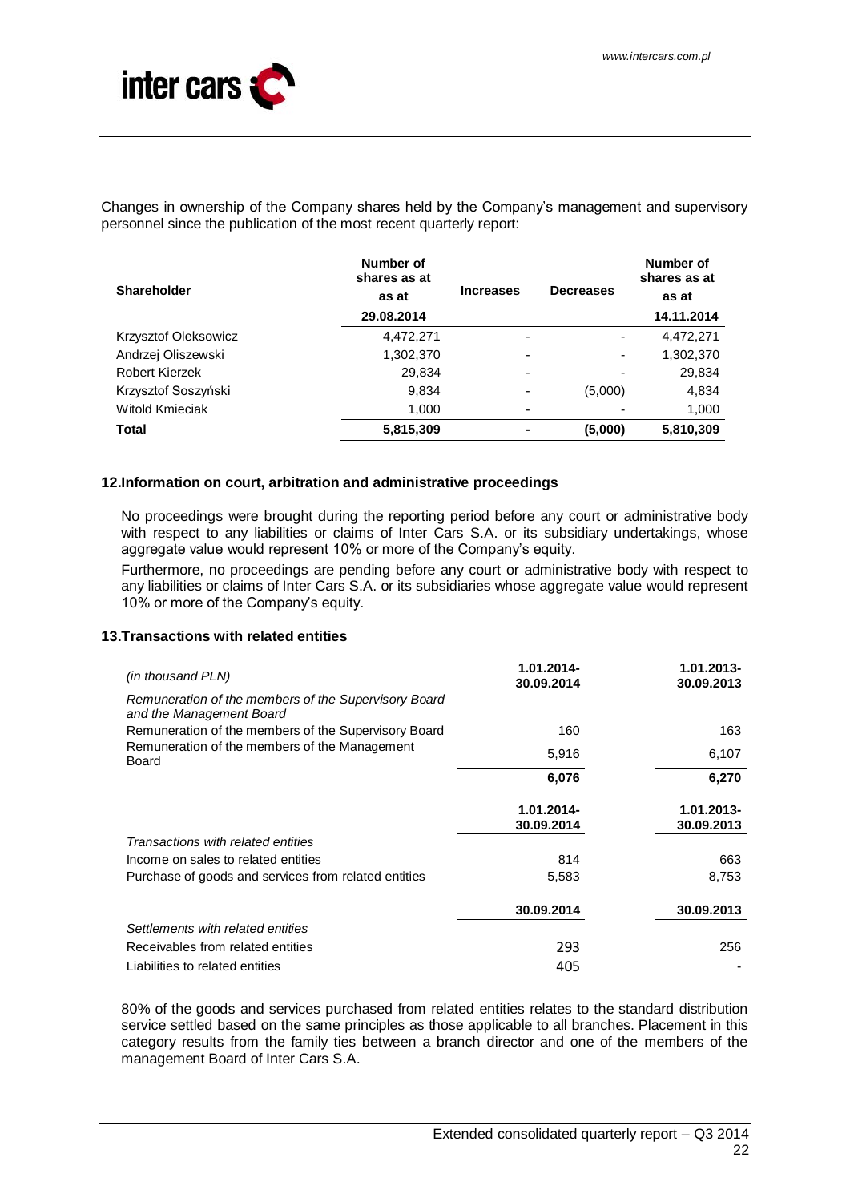Changes in ownership of the Company shares held by the Company's management and supervisory personnel since the publication of the most recent quarterly report:

| Shareholder | Number of shares as at as at 29.08.2014 | Increases | Decreases | Number of shares as at as at 14.11.2014 |
|---|---|---|---|---|
| Krzysztof Oleksowicz | 4,472,271 | - | - | 4,472,271 |
| Andrzej Oliszewski | 1,302,370 | - | - | 1,302,370 |
| Robert Kierzek | 29,834 | - | - | 29,834 |
| Krzysztof Soszyński | 9,834 | - | (5,000) | 4,834 |
| Witold Kmieciak | 1,000 | - | - | 1,000 |
| **Total** | **5,815,309** | **-** | **(5,000)** | **5,810,309** |

## 12.Information on court, arbitration and administrative proceedings

No proceedings were brought during the reporting period before any court or administrative body with respect to any liabilities or claims of Inter Cars S.A. or its subsidiary undertakings, whose aggregate value would represent 10% or more of the Company's equity.

Furthermore, no proceedings are pending before any court or administrative body with respect to any liabilities or claims of Inter Cars S.A. or its subsidiaries whose aggregate value would represent 10% or more of the Company's equity.

## 13.Transactions with related entities

| *(in thousand PLN)* | 1.01.2014-30.09.2014 | 1.01.2013-30.09.2013 |
|---|---|---|
| *Remuneration of the members of the Supervisory Board and the Management Board* | | |
| Remuneration of the members of the Supervisory Board | 160 | 163 |
| Remuneration of the members of the Management Board | 5,916 | 6,107 |
| | **6,076** | **6,270** |
| | **1.01.2014-30.09.2014** | **1.01.2013-30.09.2013** |
| *Transactions with related entities* | | |
| Income on sales to related entities | 814 | 663 |
| Purchase of goods and services from related entities | 5,583 | 8,753 |
| | **30.09.2014** | **30.09.2013** |
| *Settlements with related entities* | | |
| Receivables from related entities | 293 | 256 |
| Liabilities to related entities | 405 | - |

80% of the goods and services purchased from related entities relates to the standard distribution service settled based on the same principles as those applicable to all branches. Placement in this category results from the family ties between a branch director and one of the members of the management Board of Inter Cars S.A.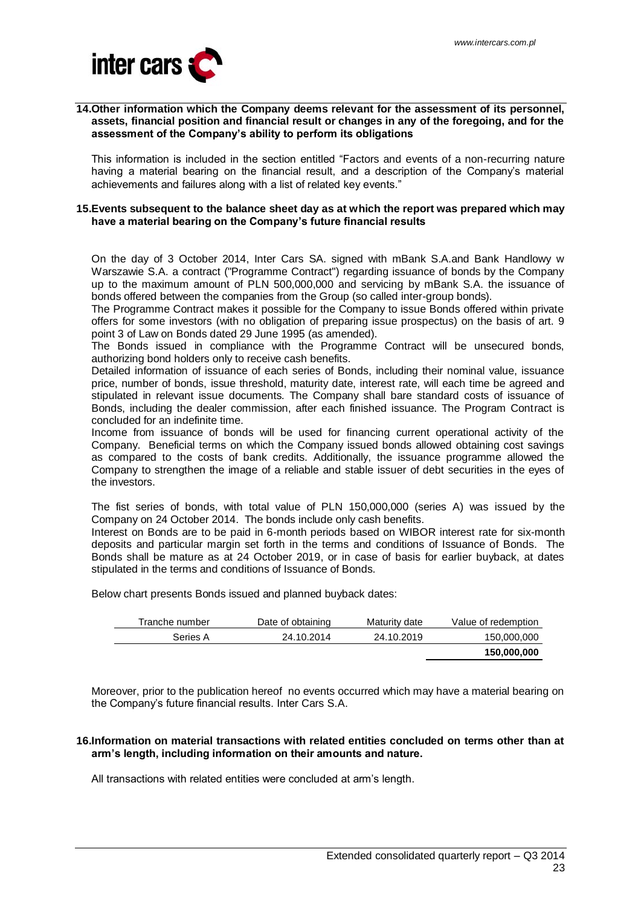## 14. Other information which the Company deems relevant for the assessment of its personnel, assets, financial position and financial result or changes in any of the foregoing, and for the assessment of the Company's ability to perform its obligations

This information is included in the section entitled "Factors and events of a non-recurring nature having a material bearing on the financial result, and a description of the Company's material achievements and failures along with a list of related key events."

## 15. Events subsequent to the balance sheet day as at which the report was prepared which may have a material bearing on the Company's future financial results

On the day of 3 October 2014, Inter Cars SA. signed with mBank S.A.and Bank Handlowy w Warszawie S.A. a contract ("Programme Contract") regarding issuance of bonds by the Company up to the maximum amount of PLN 500,000,000 and servicing by mBank S.A. the issuance of bonds offered between the companies from the Group (so called inter-group bonds).

The Programme Contract makes it possible for the Company to issue Bonds offered within private offers for some investors (with no obligation of preparing issue prospectus) on the basis of art. 9 point 3 of Law on Bonds dated 29 June 1995 (as amended).

The Bonds issued in compliance with the Programme Contract will be unsecured bonds, authorizing bond holders only to receive cash benefits.

Detailed information of issuance of each series of Bonds, including their nominal value, issuance price, number of bonds, issue threshold, maturity date, interest rate, will each time be agreed and stipulated in relevant issue documents. The Company shall bare standard costs of issuance of Bonds, including the dealer commission, after each finished issuance. The Program Contract is concluded for an indefinite time.

Income from issuance of bonds will be used for financing current operational activity of the Company. Beneficial terms on which the Company issued bonds allowed obtaining cost savings as compared to the costs of bank credits. Additionally, the issuance programme allowed the Company to strengthen the image of a reliable and stable issuer of debt securities in the eyes of the investors.

The fist series of bonds, with total value of PLN 150,000,000 (series A) was issued by the Company on 24 October 2014. The bonds include only cash benefits.

Interest on Bonds are to be paid in 6-month periods based on WIBOR interest rate for six-month deposits and particular margin set forth in the terms and conditions of Issuance of Bonds. The Bonds shall be mature as at 24 October 2019, or in case of basis for earlier buyback, at dates stipulated in the terms and conditions of Issuance of Bonds.

Below chart presents Bonds issued and planned buyback dates:

| Tranche number | Date of obtaining | Maturity date | Value of redemption |
|---|---|---|---|
| Series A | 24.10.2014 | 24.10.2019 | 150,000,000 |
| | | | **150,000,000** |

Moreover, prior to the publication hereof no events occurred which may have a material bearing on the Company's future financial results. Inter Cars S.A.

## 16. Information on material transactions with related entities concluded on terms other than at arm's length, including information on their amounts and nature.

All transactions with related entities were concluded at arm's length.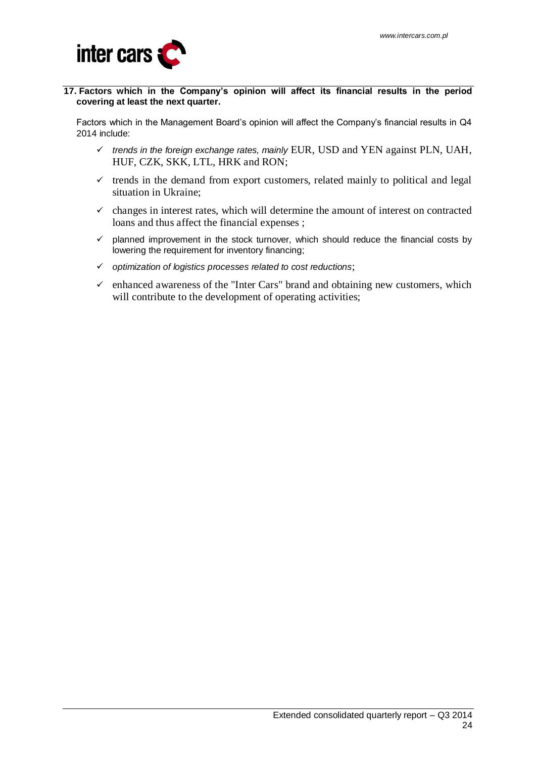## 17. Factors which in the Company's opinion will affect its financial results in the period covering at least the next quarter.

Factors which in the Management Board's opinion will affect the Company's financial results in Q4 2014 include:

- ✓ *trends in the foreign exchange rates, mainly* EUR, USD and YEN against PLN, UAH, HUF, CZK, SKK, LTL, HRK and RON;
- ✓ trends in the demand from export customers, related mainly to political and legal situation in Ukraine;
- ✓ changes in interest rates, which will determine the amount of interest on contracted loans and thus affect the financial expenses ;
- ✓ planned improvement in the stock turnover, which should reduce the financial costs by lowering the requirement for inventory financing;
- ✓ *optimization of logistics processes related to cost reductions*;
- ✓ enhanced awareness of the "Inter Cars" brand and obtaining new customers, which will contribute to the development of operating activities;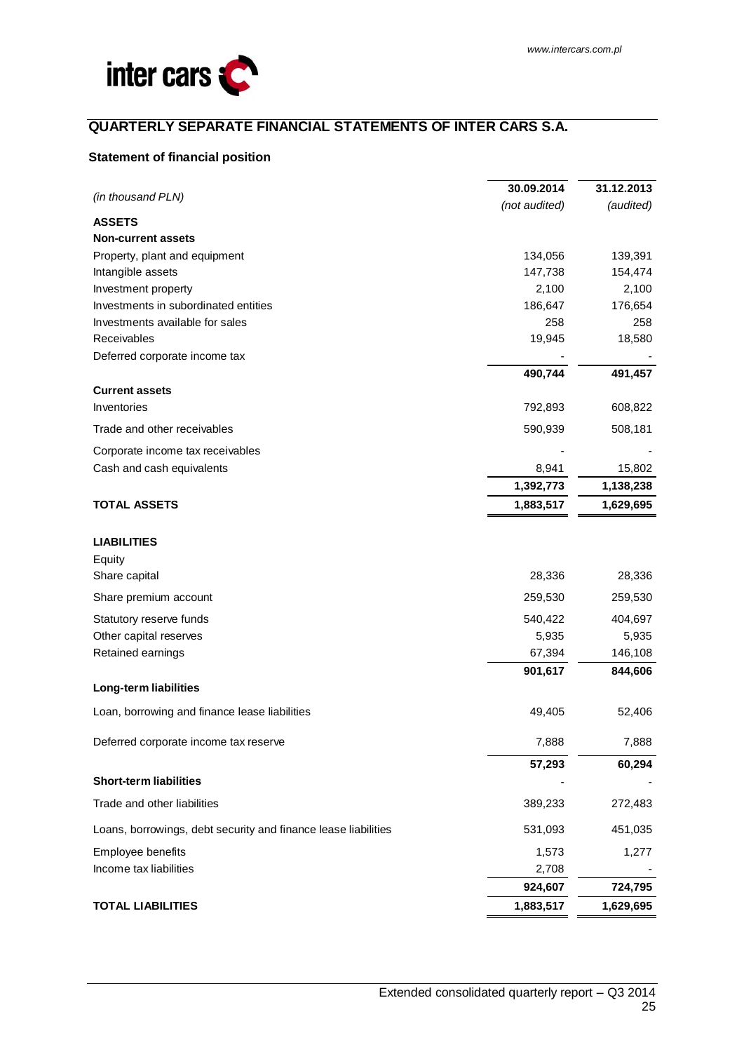## QUARTERLY SEPARATE FINANCIAL STATEMENTS OF INTER CARS S.A.

### Statement of financial position

| *(in thousand PLN)* | 30.09.2014 *(not audited)* | 31.12.2013 *(audited)* |
|---|---|---|
| **ASSETS** | | |
| **Non-current assets** | | |
| Property, plant and equipment | 134,056 | 139,391 |
| Intangible assets | 147,738 | 154,474 |
| Investment property | 2,100 | 2,100 |
| Investments in subordinated entities | 186,647 | 176,654 |
| Investments available for sales | 258 | 258 |
| Receivables | 19,945 | 18,580 |
| Deferred corporate income tax | - | - |
| | **490,744** | **491,457** |
| **Current assets** | | |
| Inventories | 792,893 | 608,822 |
| Trade and other receivables | 590,939 | 508,181 |
| Corporate income tax receivables | - | - |
| Cash and cash equivalents | 8,941 | 15,802 |
| | **1,392,773** | **1,138,238** |
| **TOTAL ASSETS** | **1,883,517** | **1,629,695** |
| | | |
| **LIABILITIES** | | |
| Equity | | |
| Share capital | 28,336 | 28,336 |
| Share premium account | 259,530 | 259,530 |
| Statutory reserve funds | 540,422 | 404,697 |
| Other capital reserves | 5,935 | 5,935 |
| Retained earnings | 67,394 | 146,108 |
| | **901,617** | **844,606** |
| **Long-term liabilities** | | |
| Loan, borrowing and finance lease liabilities | 49,405 | 52,406 |
| Deferred corporate income tax reserve | 7,888 | 7,888 |
| | **57,293** | **60,294** |
| **Short-term liabilities** | - | - |
| Trade and other liabilities | 389,233 | 272,483 |
| Loans, borrowings, debt security and finance lease liabilities | 531,093 | 451,035 |
| Employee benefits | 1,573 | 1,277 |
| Income tax liabilities | 2,708 | - |
| | **924,607** | **724,795** |
| **TOTAL LIABILITIES** | **1,883,517** | **1,629,695** |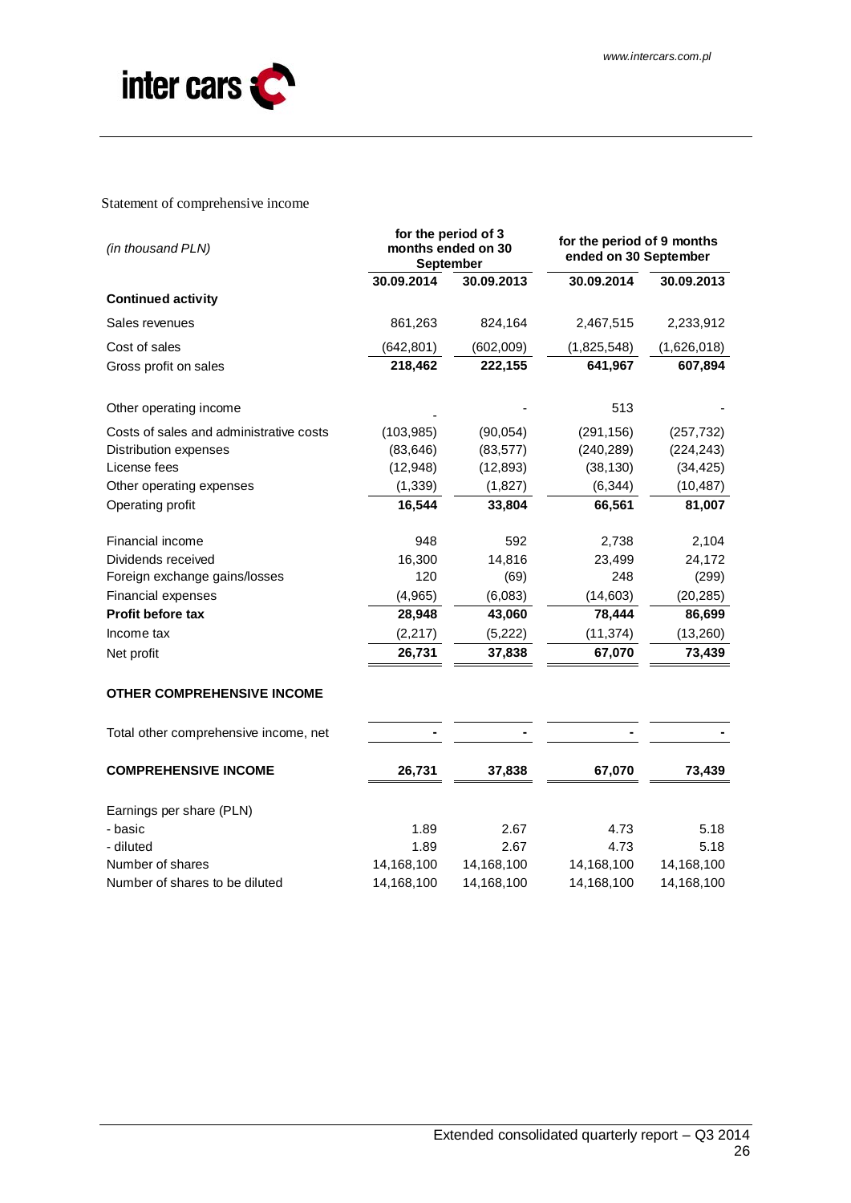Statement of comprehensive income

| *(in thousand PLN)* | for the period of 3 months ended on 30 September | | for the period of 9 months ended on 30 September | |
|---|---|---|---|---|
| | **30.09.2014** | **30.09.2013** | **30.09.2014** | **30.09.2013** |
| **Continued activity** | | | | |
| Sales revenues | 861,263 | 824,164 | 2,467,515 | 2,233,912 |
| Cost of sales | (642,801) | (602,009) | (1,825,548) | (1,626,018) |
| Gross profit on sales | **218,462** | **222,155** | **641,967** | **607,894** |
| Other operating income | - | - | 513 | - |
| Costs of sales and administrative costs | (103,985) | (90,054) | (291,156) | (257,732) |
| Distribution expenses | (83,646) | (83,577) | (240,289) | (224,243) |
| License fees | (12,948) | (12,893) | (38,130) | (34,425) |
| Other operating expenses | (1,339) | (1,827) | (6,344) | (10,487) |
| Operating profit | **16,544** | **33,804** | **66,561** | **81,007** |
| Financial income | 948 | 592 | 2,738 | 2,104 |
| Dividends received | 16,300 | 14,816 | 23,499 | 24,172 |
| Foreign exchange gains/losses | 120 | (69) | 248 | (299) |
| Financial expenses | (4,965) | (6,083) | (14,603) | (20,285) |
| **Profit before tax** | **28,948** | **43,060** | **78,444** | **86,699** |
| Income tax | (2,217) | (5,222) | (11,374) | (13,260) |
| Net profit | **26,731** | **37,838** | **67,070** | **73,439** |
| **OTHER COMPREHENSIVE INCOME** | | | | |
| Total other comprehensive income, net | - | - | - | - |
| **COMPREHENSIVE INCOME** | **26,731** | **37,838** | **67,070** | **73,439** |
| Earnings per share (PLN) | | | | |
| - basic | 1.89 | 2.67 | 4.73 | 5.18 |
| - diluted | 1.89 | 2.67 | 4.73 | 5.18 |
| Number of shares | 14,168,100 | 14,168,100 | 14,168,100 | 14,168,100 |
| Number of shares to be diluted | 14,168,100 | 14,168,100 | 14,168,100 | 14,168,100 |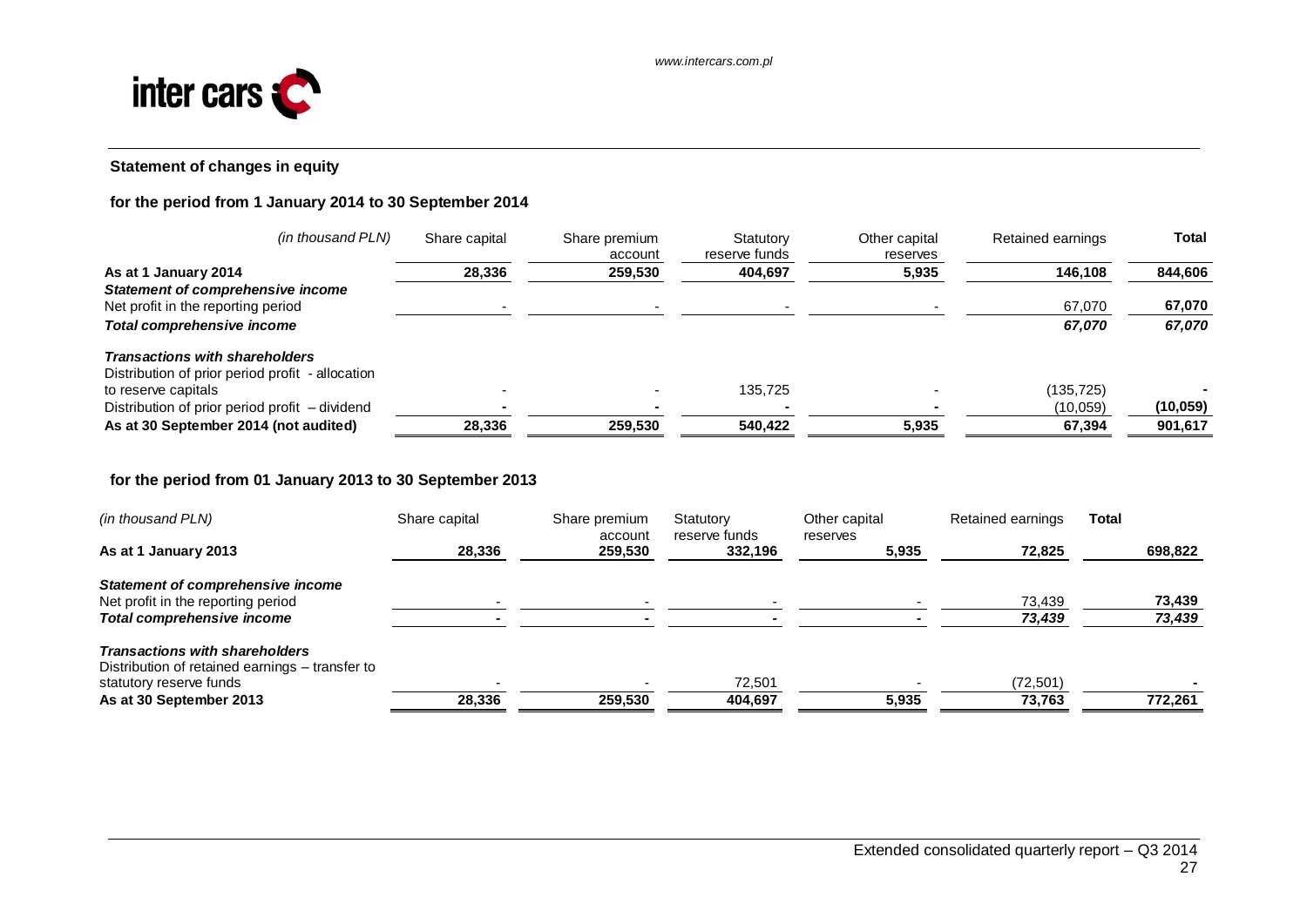## Statement of changes in equity

### for the period from 1 January 2014 to 30 September 2014

| *(in thousand PLN)* | Share capital | Share premium account | Statutory reserve funds | Other capital reserves | Retained earnings | Total |
|---|---|---|---|---|---|---|
| **As at 1 January 2014** | **28,336** | **259,530** | **404,697** | **5,935** | **146,108** | **844,606** |
| ***Statement of comprehensive income*** | | | | | | |
| Net profit in the reporting period | - | - | - | - | 67,070 | **67,070** |
| ***Total comprehensive income*** | | | | | ***67,070*** | ***67,070*** |
| ***Transactions with shareholders*** | | | | | | |
| Distribution of prior period profit - allocation to reserve capitals | - | - | 135,725 | - | (135,725) | **-** |
| Distribution of prior period profit – dividend | **-** | **-** | **-** | **-** | (10,059) | **(10,059)** |
| **As at 30 September 2014 (not audited)** | **28,336** | **259,530** | **540,422** | **5,935** | **67,394** | **901,617** |

### for the period from 01 January 2013 to 30 September 2013

| *(in thousand PLN)* | Share capital | Share premium account | Statutory reserve funds | Other capital reserves | Retained earnings | Total |
|---|---|---|---|---|---|---|
| **As at 1 January 2013** | **28,336** | **259,530** | **332,196** | **5,935** | **72,825** | **698,822** |
| ***Statement of comprehensive income*** | | | | | | |
| Net profit in the reporting period | - | - | - | - | 73,439 | **73,439** |
| ***Total comprehensive income*** | **-** | **-** | **-** | **-** | ***73,439*** | ***73,439*** |
| ***Transactions with shareholders*** | | | | | | |
| Distribution of retained earnings – transfer to statutory reserve funds | - | - | 72,501 | - | (72,501) | **-** |
| **As at 30 September 2013** | **28,336** | **259,530** | **404,697** | **5,935** | **73,763** | **772,261** |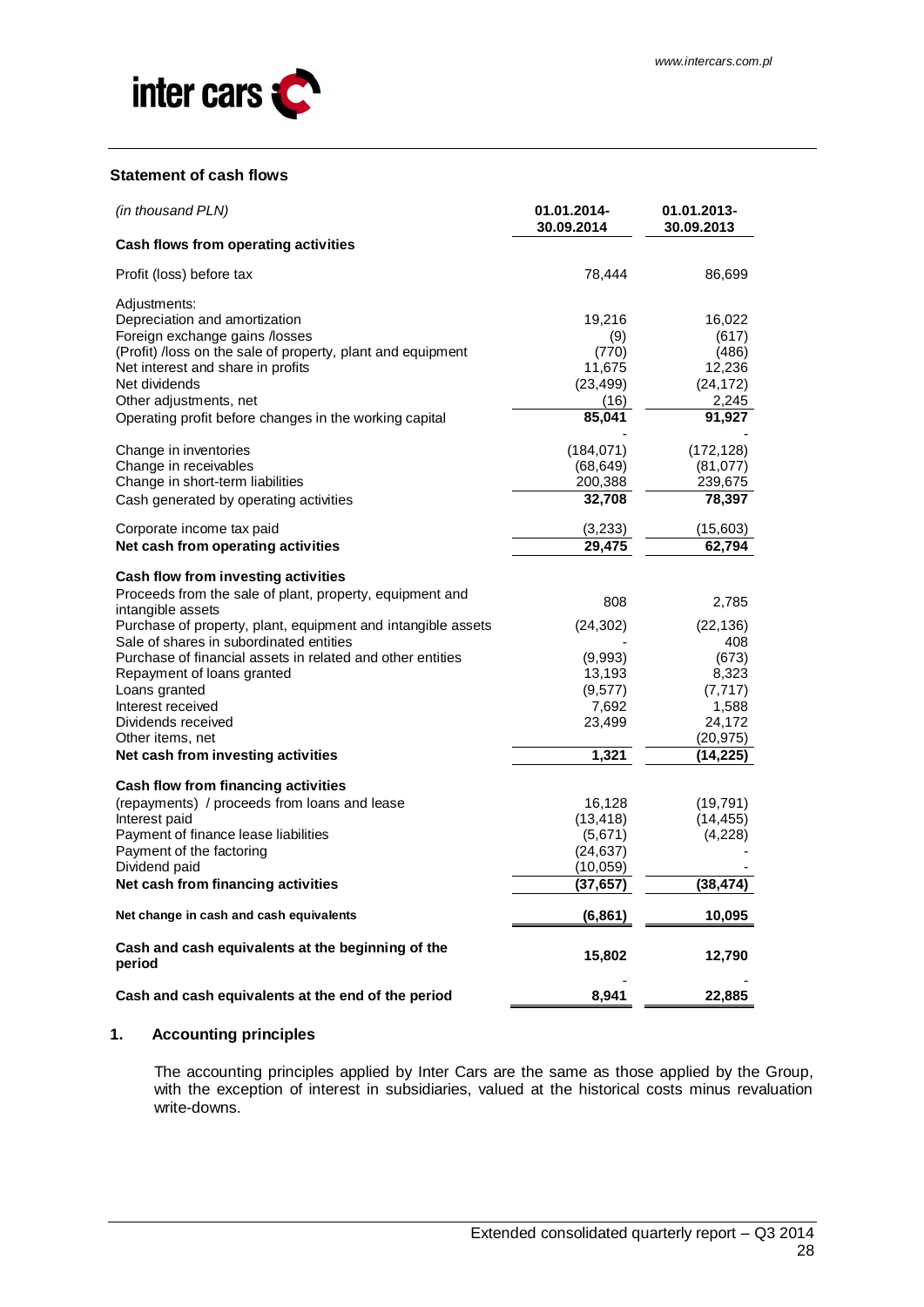## Statement of cash flows

| *(in thousand PLN)* | 01.01.2014-30.09.2014 | 01.01.2013-30.09.2013 |
|---|---|---|
| **Cash flows from operating activities** | | |
| Profit (loss) before tax | 78,444 | 86,699 |
| Adjustments: | | |
| Depreciation and amortization | 19,216 | 16,022 |
| Foreign exchange gains /losses | (9) | (617) |
| (Profit) /loss on the sale of property, plant and equipment | (770) | (486) |
| Net interest and share in profits | 11,675 | 12,236 |
| Net dividends | (23,499) | (24,172) |
| Other adjustments, net | (16) | 2,245 |
| Operating profit before changes in the working capital | **85,041** | **91,927** |
| | - | - |
| Change in inventories | (184,071) | (172,128) |
| Change in receivables | (68,649) | (81,077) |
| Change in short-term liabilities | 200,388 | 239,675 |
| Cash generated by operating activities | **32,708** | **78,397** |
| Corporate income tax paid | (3,233) | (15,603) |
| **Net cash from operating activities** | **29,475** | **62,794** |
| **Cash flow from investing activities** | | |
| Proceeds from the sale of plant, property, equipment and intangible assets | 808 | 2,785 |
| Purchase of property, plant, equipment and intangible assets | (24,302) | (22,136) |
| Sale of shares in subordinated entities | - | 408 |
| Purchase of financial assets in related and other entities | (9,993) | (673) |
| Repayment of loans granted | 13,193 | 8,323 |
| Loans granted | (9,577) | (7,717) |
| Interest received | 7,692 | 1,588 |
| Dividends received | 23,499 | 24,172 |
| Other items, net | | (20,975) |
| **Net cash from investing activities** | **1,321** | **(14,225)** |
| **Cash flow from financing activities** | | |
| (repayments) / proceeds from loans and lease | 16,128 | (19,791) |
| Interest paid | (13,418) | (14,455) |
| Payment of finance lease liabilities | (5,671) | (4,228) |
| Payment of the factoring | (24,637) | - |
| Dividend paid | (10,059) | - |
| **Net cash from financing activities** | **(37,657)** | **(38,474)** |
| **Net change in cash and cash equivalents** | **(6,861)** | **10,095** |
| **Cash and cash equivalents at the beginning of the period** | **15,802** | **12,790** |
| | - | - |
| **Cash and cash equivalents at the end of the period** | **8,941** | **22,885** |

## 1. Accounting principles

The accounting principles applied by Inter Cars are the same as those applied by the Group, with the exception of interest in subsidiaries, valued at the historical costs minus revaluation write-downs.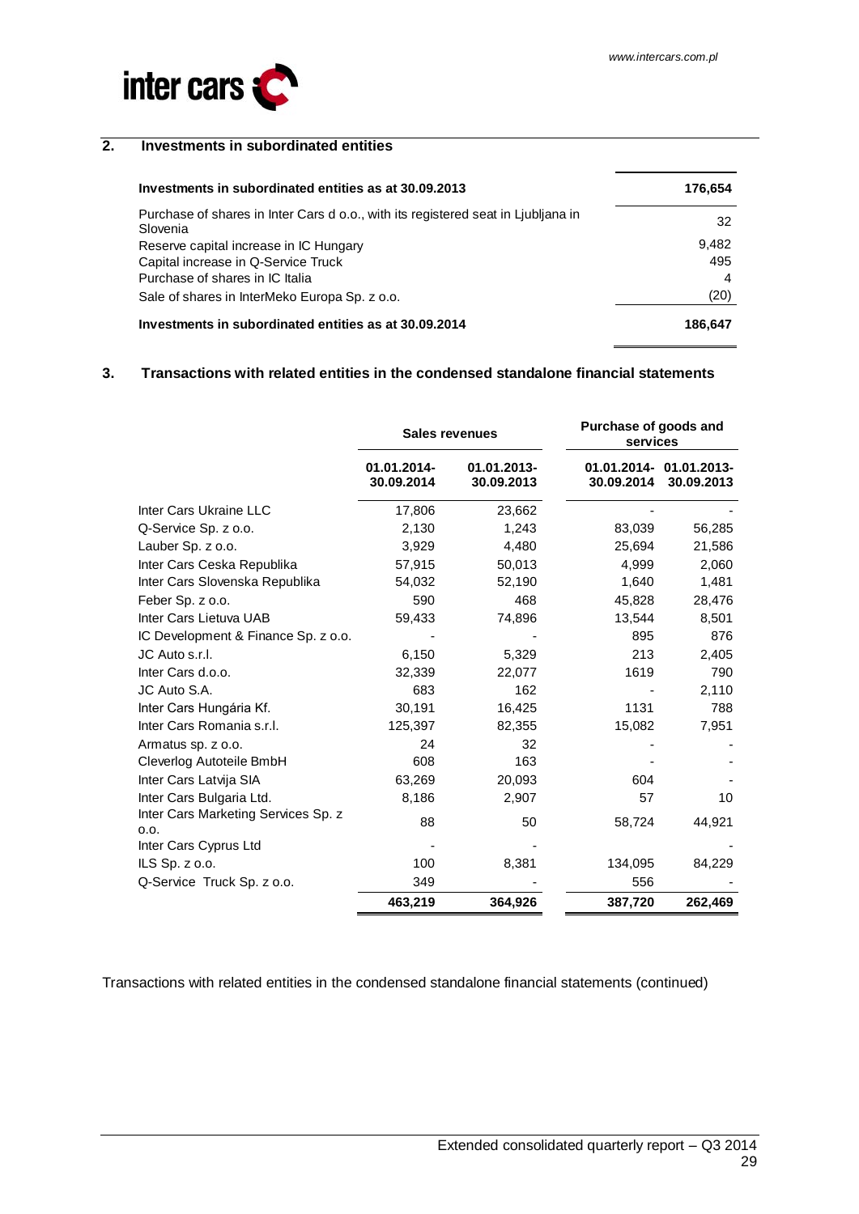## 2. Investments in subordinated entities

| | |
|---|---|
| **Investments in subordinated entities as at 30.09.2013** | **176,654** |
| Purchase of shares in Inter Cars d o.o., with its registered seat in Ljubljana in Slovenia | 32 |
| Reserve capital increase in IC Hungary | 9,482 |
| Capital increase in Q-Service Truck | 495 |
| Purchase of shares in IC Italia | 4 |
| Sale of shares in InterMeko Europa Sp. z o.o. | (20) |
| **Investments in subordinated entities as at 30.09.2014** | **186,647** |

## 3. Transactions with related entities in the condensed standalone financial statements

| | **Sales revenues** | | **Purchase of goods and services** | |
|---|---|---|---|---|
| | **01.01.2014-30.09.2014** | **01.01.2013-30.09.2013** | **01.01.2014-30.09.2014** | **01.01.2013-30.09.2013** |
| Inter Cars Ukraine LLC | 17,806 | 23,662 | - | - |
| Q-Service Sp. z o.o. | 2,130 | 1,243 | 83,039 | 56,285 |
| Lauber Sp. z o.o. | 3,929 | 4,480 | 25,694 | 21,586 |
| Inter Cars Ceska Republika | 57,915 | 50,013 | 4,999 | 2,060 |
| Inter Cars Slovenska Republika | 54,032 | 52,190 | 1,640 | 1,481 |
| Feber Sp. z o.o. | 590 | 468 | 45,828 | 28,476 |
| Inter Cars Lietuva UAB | 59,433 | 74,896 | 13,544 | 8,501 |
| IC Development & Finance Sp. z o.o. | - | - | 895 | 876 |
| JC Auto s.r.l. | 6,150 | 5,329 | 213 | 2,405 |
| Inter Cars d.o.o. | 32,339 | 22,077 | 1619 | 790 |
| JC Auto S.A. | 683 | 162 | - | 2,110 |
| Inter Cars Hungária Kf. | 30,191 | 16,425 | 1131 | 788 |
| Inter Cars Romania s.r.l. | 125,397 | 82,355 | 15,082 | 7,951 |
| Armatus sp. z o.o. | 24 | 32 | - | - |
| Cleverlog Autoteile BmbH | 608 | 163 | - | - |
| Inter Cars Latvija SIA | 63,269 | 20,093 | 604 | - |
| Inter Cars Bulgaria Ltd. | 8,186 | 2,907 | 57 | 10 |
| Inter Cars Marketing Services Sp. z o.o. | 88 | 50 | 58,724 | 44,921 |
| Inter Cars Cyprus Ltd | - | - | | - |
| ILS Sp. z o.o. | 100 | 8,381 | 134,095 | 84,229 |
| Q-Service Truck Sp. z o.o. | 349 | - | 556 | - |
| | **463,219** | **364,926** | **387,720** | **262,469** |

Transactions with related entities in the condensed standalone financial statements (continued)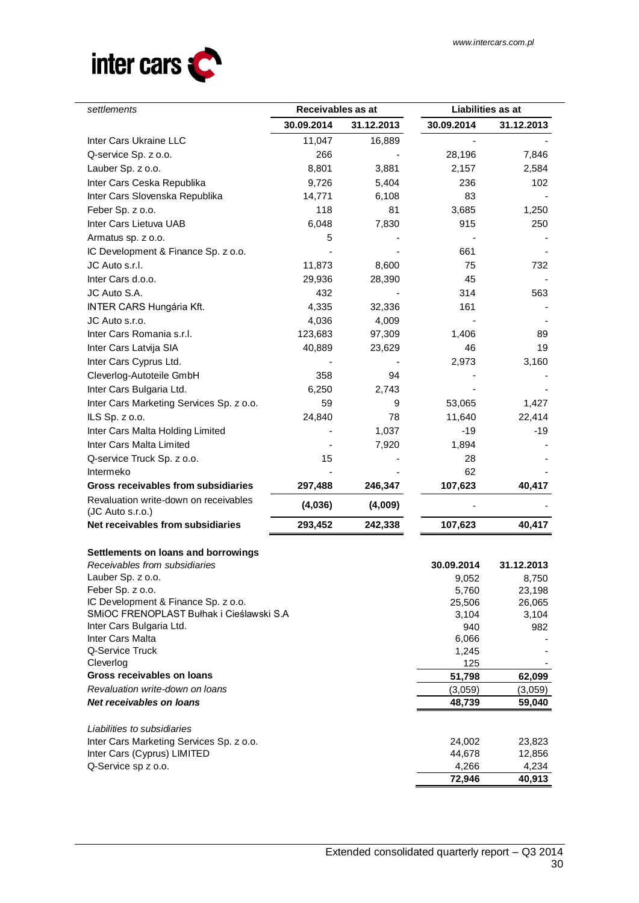| *settlements* | Receivables as at | | Liabilities as at | |
|---|---|---|---|---|
| | **30.09.2014** | **31.12.2013** | **30.09.2014** | **31.12.2013** |
| Inter Cars Ukraine LLC | 11,047 | 16,889 | - | - |
| Q-service Sp. z o.o. | 266 | - | 28,196 | 7,846 |
| Lauber Sp. z o.o. | 8,801 | 3,881 | 2,157 | 2,584 |
| Inter Cars Ceska Republika | 9,726 | 5,404 | 236 | 102 |
| Inter Cars Slovenska Republika | 14,771 | 6,108 | 83 | - |
| Feber Sp. z o.o. | 118 | 81 | 3,685 | 1,250 |
| Inter Cars Lietuva UAB | 6,048 | 7,830 | 915 | 250 |
| Armatus sp. z o.o. | 5 | - | - | - |
| IC Development & Finance Sp. z o.o. | - | - | 661 | - |
| JC Auto s.r.l. | 11,873 | 8,600 | 75 | 732 |
| Inter Cars d.o.o. | 29,936 | 28,390 | 45 | - |
| JC Auto S.A. | 432 | - | 314 | 563 |
| INTER CARS Hungária Kft. | 4,335 | 32,336 | 161 | - |
| JC Auto s.r.o. | 4,036 | 4,009 | - | - |
| Inter Cars Romania s.r.l. | 123,683 | 97,309 | 1,406 | 89 |
| Inter Cars Latvija SIA | 40,889 | 23,629 | 46 | 19 |
| Inter Cars Cyprus Ltd. | - | - | 2,973 | 3,160 |
| Cleverlog-Autoteile GmbH | 358 | 94 | - | - |
| Inter Cars Bulgaria Ltd. | 6,250 | 2,743 | - | - |
| Inter Cars Marketing Services Sp. z o.o. | 59 | 9 | 53,065 | 1,427 |
| ILS Sp. z o.o. | 24,840 | 78 | 11,640 | 22,414 |
| Inter Cars Malta Holding Limited | - | 1,037 | -19 | -19 |
| Inter Cars Malta Limited | - | 7,920 | 1,894 | - |
| Q-service Truck Sp. z o.o. | 15 | - | 28 | - |
| Intermeko | - | - | 62 | - |
| **Gross receivables from subsidiaries** | **297,488** | **246,347** | **107,623** | **40,417** |
| Revaluation write-down on receivables (JC Auto s.r.o.) | **(4,036)** | **(4,009)** | - | - |
| **Net receivables from subsidiaries** | **293,452** | **242,338** | **107,623** | **40,417** |

**Settlements on loans and borrowings**

| *Receivables from subsidiaries* | **30.09.2014** | **31.12.2013** |
|---|---|---|
| Lauber Sp. z o.o. | 9,052 | 8,750 |
| Feber Sp. z o.o. | 5,760 | 23,198 |
| IC Development & Finance Sp. z o.o. | 25,506 | 26,065 |
| SMiOC FRENOPLAST Bułhak i Cieślawski S.A | 3,104 | 3,104 |
| Inter Cars Bulgaria Ltd. | 940 | 982 |
| Inter Cars Malta | 6,066 | - |
| Q-Service Truck | 1,245 | - |
| Cleverlog | 125 | - |
| **Gross receivables on loans** | **51,798** | **62,099** |
| *Revaluation write-down on loans* | (3,059) | (3,059) |
| ***Net receivables on loans*** | **48,739** | **59,040** |

| *Liabilities to subsidiaries* | | |
|---|---|---|
| Inter Cars Marketing Services Sp. z o.o. | 24,002 | 23,823 |
| Inter Cars (Cyprus) LIMITED | 44,678 | 12,856 |
| Q-Service sp z o.o. | 4,266 | 4,234 |
| | **72,946** | **40,913** |